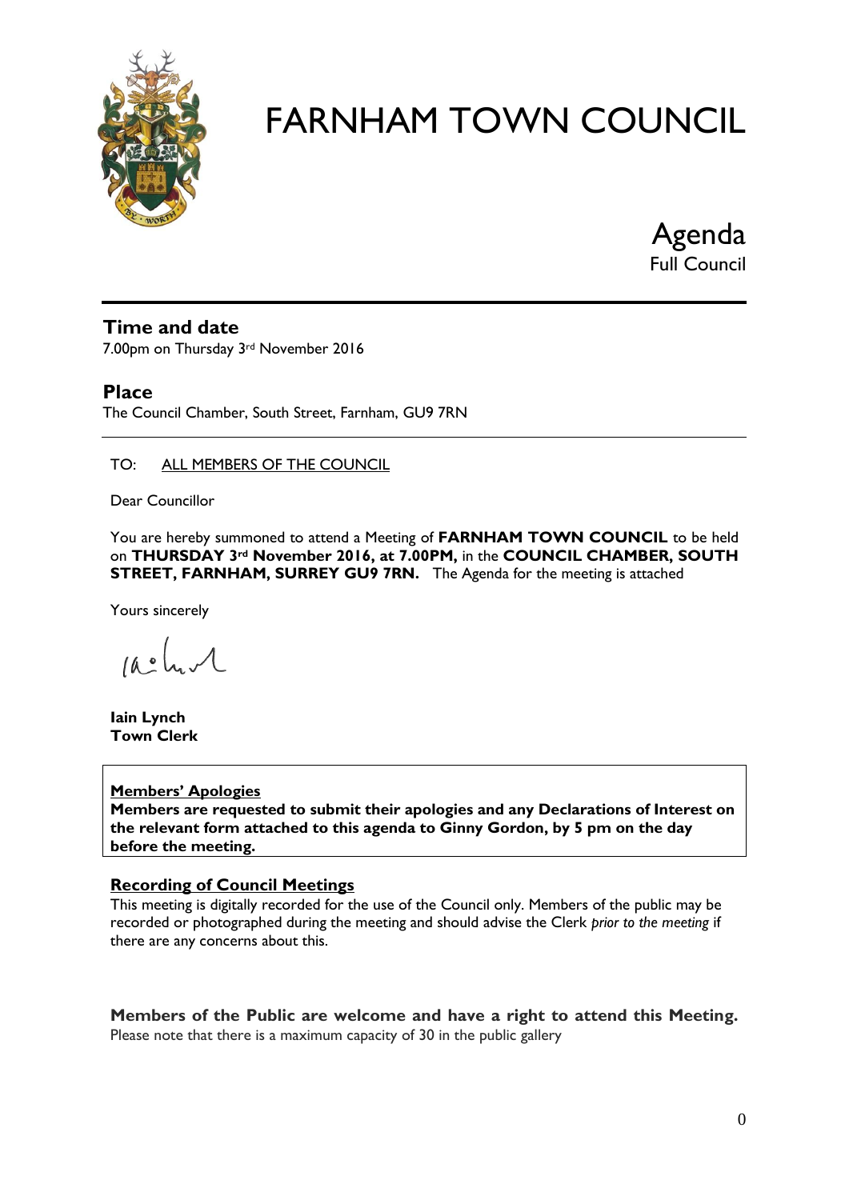# FARNHAM TOWN COUNCIL

Agenda
Full Council

## Time and date

7.00pm on Thursday 3rd November 2016

## Place

The Council Chamber, South Street, Farnham, GU9 7RN

TO: ALL MEMBERS OF THE COUNCIL

Dear Councillor

You are hereby summoned to attend a Meeting of **FARNHAM TOWN COUNCIL** to be held on **THURSDAY 3rd November 2016, at 7.00PM,** in the **COUNCIL CHAMBER, SOUTH STREET, FARNHAM, SURREY GU9 7RN.** The Agenda for the meeting is attached

Yours sincerely

**Iain Lynch**
**Town Clerk**

**Members' Apologies**
**Members are requested to submit their apologies and any Declarations of Interest on the relevant form attached to this agenda to Ginny Gordon, by 5 pm on the day before the meeting.**

**Recording of Council Meetings**

This meeting is digitally recorded for the use of the Council only. Members of the public may be recorded or photographed during the meeting and should advise the Clerk *prior to the meeting* if there are any concerns about this.

**Members of the Public are welcome and have a right to attend this Meeting.**
Please note that there is a maximum capacity of 30 in the public gallery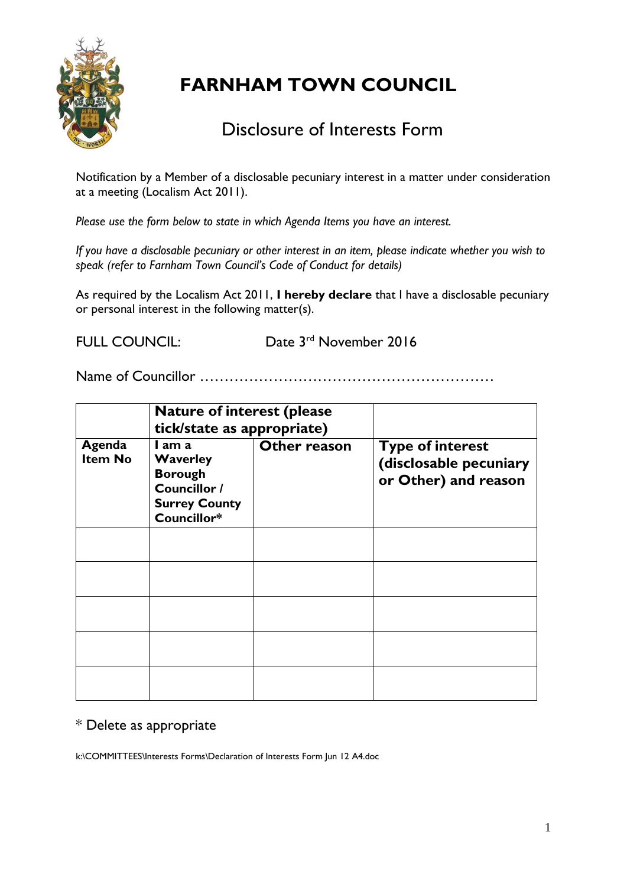# FARNHAM TOWN COUNCIL

## Disclosure of Interests Form

Notification by a Member of a disclosable pecuniary interest in a matter under consideration at a meeting (Localism Act 2011).

*Please use the form below to state in which Agenda Items you have an interest.*

*If you have a disclosable pecuniary or other interest in an item, please indicate whether you wish to speak (refer to Farnham Town Council's Code of Conduct for details)*

As required by the Localism Act 2011, **I hereby declare** that I have a disclosable pecuniary or personal interest in the following matter(s).

FULL COUNCIL: Date 3rd November 2016

Name of Councillor ……………………………………………………

| | **Nature of interest (please tick/state as appropriate)** | | |
|---|---|---|---|
| **Agenda Item No** | **I am a Waverley Borough Councillor / Surrey County Councillor*** | **Other reason** | **Type of interest (disclosable pecuniary or Other) and reason** |
| | | | |
| | | | |
| | | | |
| | | | |
| | | | |

\* Delete as appropriate

k:\COMMITTEES\Interests Forms\Declaration of Interests Form Jun 12 A4.doc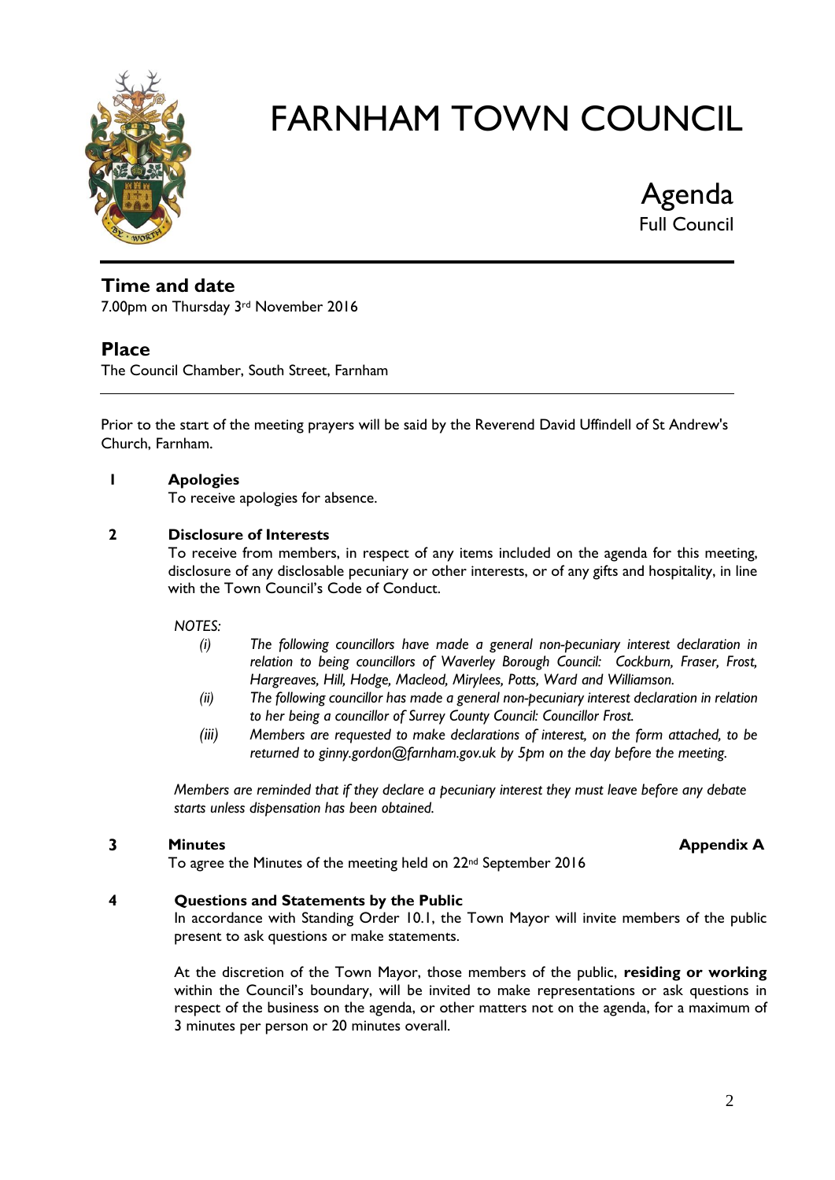# FARNHAM TOWN COUNCIL

## Agenda

Full Council

## Time and date

7.00pm on Thursday 3rd November 2016

## Place

The Council Chamber, South Street, Farnham

---

Prior to the start of the meeting prayers will be said by the Reverend David Uffindell of St Andrew's Church, Farnham.

**1 Apologies**

To receive apologies for absence.

**2 Disclosure of Interests**

To receive from members, in respect of any items included on the agenda for this meeting, disclosure of any disclosable pecuniary or other interests, or of any gifts and hospitality, in line with the Town Council's Code of Conduct.

*NOTES:*

*(i) The following councillors have made a general non-pecuniary interest declaration in relation to being councillors of Waverley Borough Council: Cockburn, Fraser, Frost, Hargreaves, Hill, Hodge, Macleod, Mirylees, Potts, Ward and Williamson.*

*(ii) The following councillor has made a general non-pecuniary interest declaration in relation to her being a councillor of Surrey County Council: Councillor Frost.*

*(iii) Members are requested to make declarations of interest, on the form attached, to be returned to ginny.gordon@farnham.gov.uk by 5pm on the day before the meeting.*

*Members are reminded that if they declare a pecuniary interest they must leave before any debate starts unless dispensation has been obtained.*

**3 Minutes** **Appendix A**

To agree the Minutes of the meeting held on 22nd September 2016

**4 Questions and Statements by the Public**

In accordance with Standing Order 10.1, the Town Mayor will invite members of the public present to ask questions or make statements.

At the discretion of the Town Mayor, those members of the public, **residing or working** within the Council's boundary, will be invited to make representations or ask questions in respect of the business on the agenda, or other matters not on the agenda, for a maximum of 3 minutes per person or 20 minutes overall.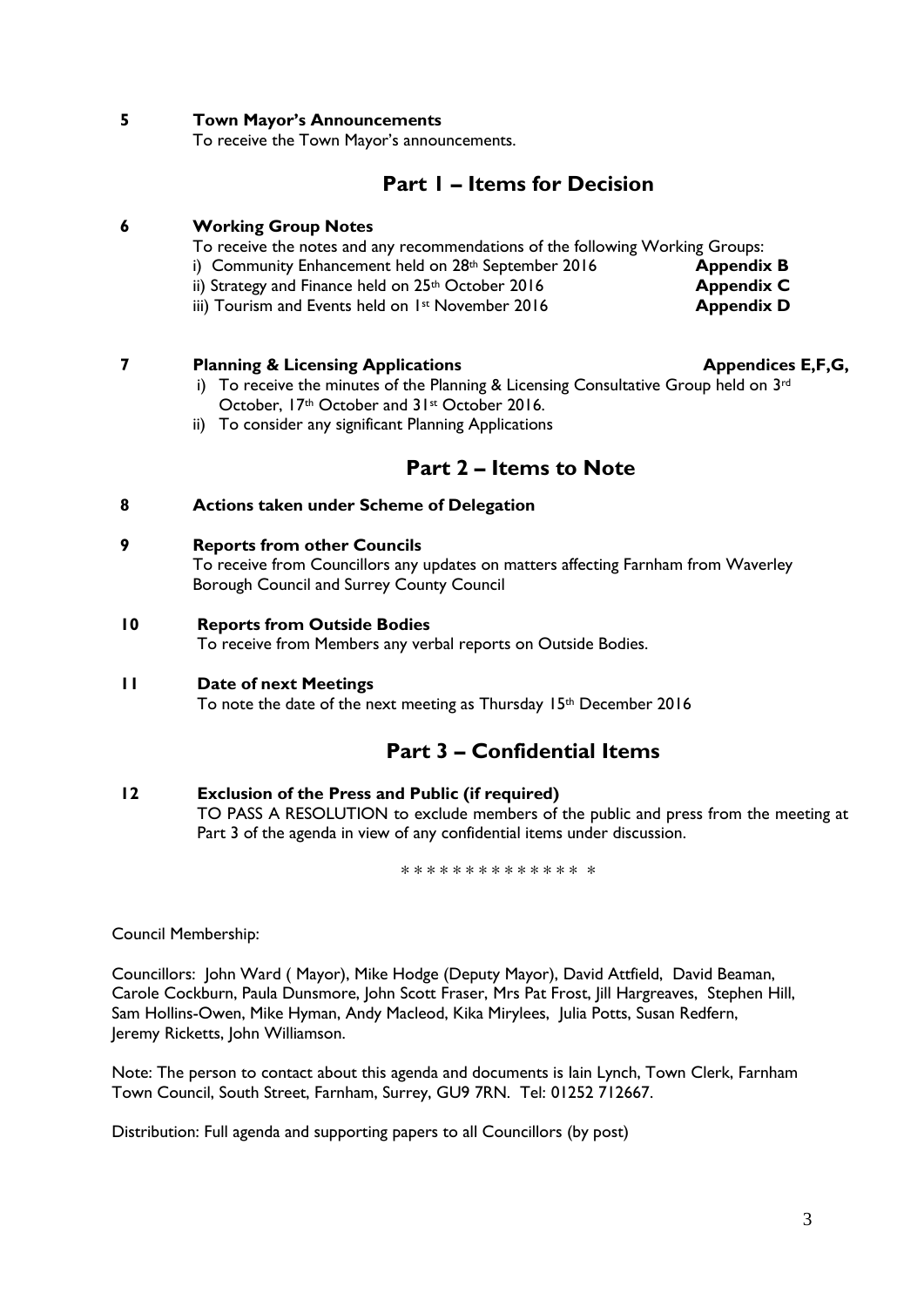**5 Town Mayor's Announcements**

To receive the Town Mayor's announcements.

## Part 1 – Items for Decision

**6 Working Group Notes**

To receive the notes and any recommendations of the following Working Groups:

i) Community Enhancement held on 28th September 2016 **Appendix B**

ii) Strategy and Finance held on 25th October 2016 **Appendix C**

iii) Tourism and Events held on 1st November 2016 **Appendix D**

**7 Planning & Licensing Applications** **Appendices E,F,G,**

i) To receive the minutes of the Planning & Licensing Consultative Group held on 3rd October, 17th October and 31st October 2016.

ii) To consider any significant Planning Applications

## Part 2 – Items to Note

**8 Actions taken under Scheme of Delegation**

**9 Reports from other Councils**

To receive from Councillors any updates on matters affecting Farnham from Waverley Borough Council and Surrey County Council

**10 Reports from Outside Bodies**

To receive from Members any verbal reports on Outside Bodies.

**11 Date of next Meetings**

To note the date of the next meeting as Thursday 15th December 2016

## Part 3 – Confidential Items

**12 Exclusion of the Press and Public (if required)**

TO PASS A RESOLUTION to exclude members of the public and press from the meeting at Part 3 of the agenda in view of any confidential items under discussion.

* * * * * * * * * * * * * * *

Council Membership:

Councillors: John Ward ( Mayor), Mike Hodge (Deputy Mayor), David Attfield, David Beaman, Carole Cockburn, Paula Dunsmore, John Scott Fraser, Mrs Pat Frost, Jill Hargreaves, Stephen Hill, Sam Hollins-Owen, Mike Hyman, Andy Macleod, Kika Mirylees, Julia Potts, Susan Redfern, Jeremy Ricketts, John Williamson.

Note: The person to contact about this agenda and documents is Iain Lynch, Town Clerk, Farnham Town Council, South Street, Farnham, Surrey, GU9 7RN. Tel: 01252 712667.

Distribution: Full agenda and supporting papers to all Councillors (by post)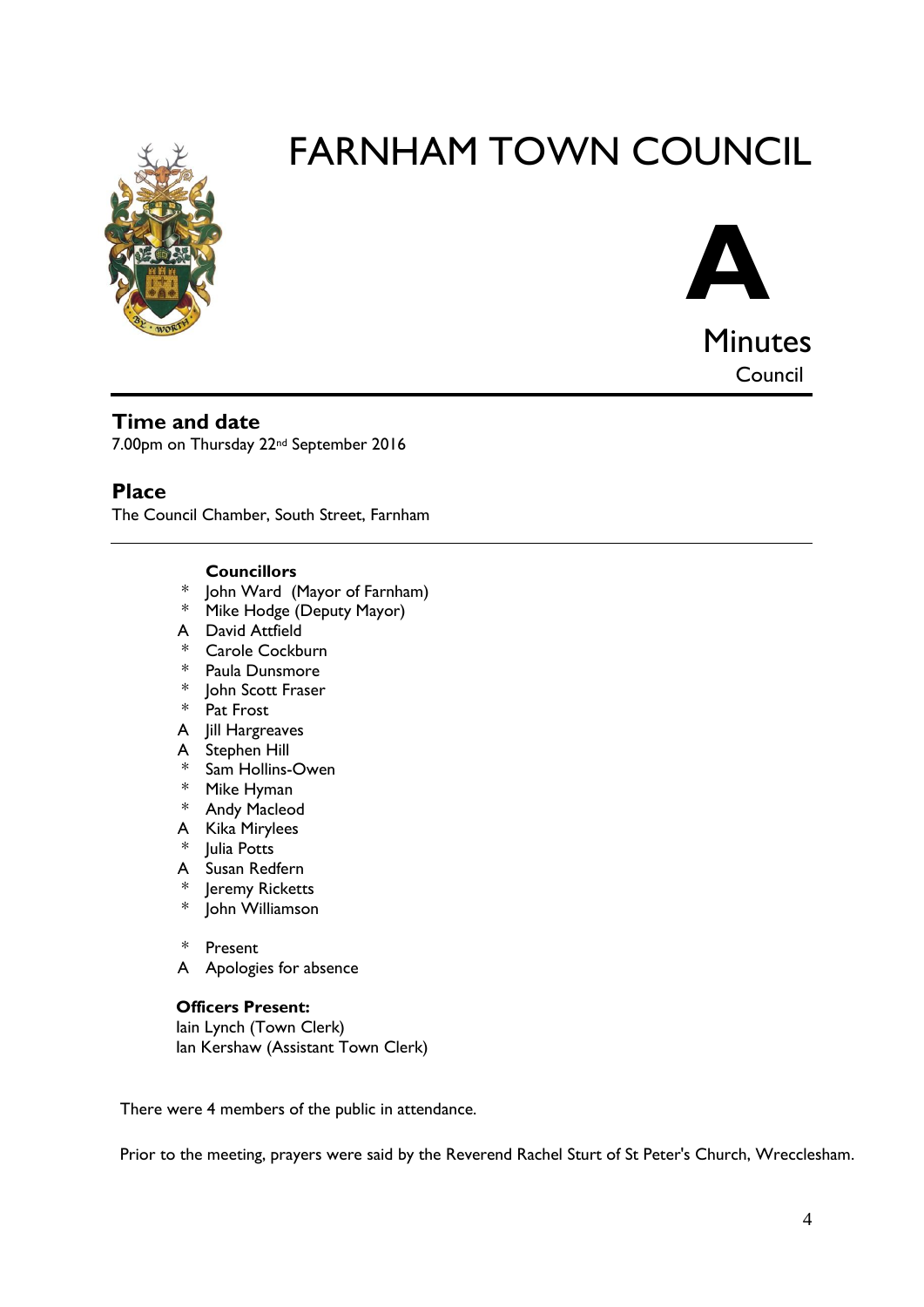# FARNHAM TOWN COUNCIL

**A**

Minutes

Council

## Time and date

7.00pm on Thursday 22nd September 2016

## Place

The Council Chamber, South Street, Farnham

**Councillors**

- \* John Ward (Mayor of Farnham)
- \* Mike Hodge (Deputy Mayor)
- A David Attfield
- \* Carole Cockburn
- \* Paula Dunsmore
- \* John Scott Fraser
- \* Pat Frost
- A Jill Hargreaves
- A Stephen Hill
- \* Sam Hollins-Owen
- \* Mike Hyman
- \* Andy Macleod
- A Kika Mirylees
- \* Julia Potts
- A Susan Redfern
- \* Jeremy Ricketts
- \* John Williamson

\* Present
A Apologies for absence

**Officers Present:**
Iain Lynch (Town Clerk)
Ian Kershaw (Assistant Town Clerk)

There were 4 members of the public in attendance.

Prior to the meeting, prayers were said by the Reverend Rachel Sturt of St Peter's Church, Wrecclesham.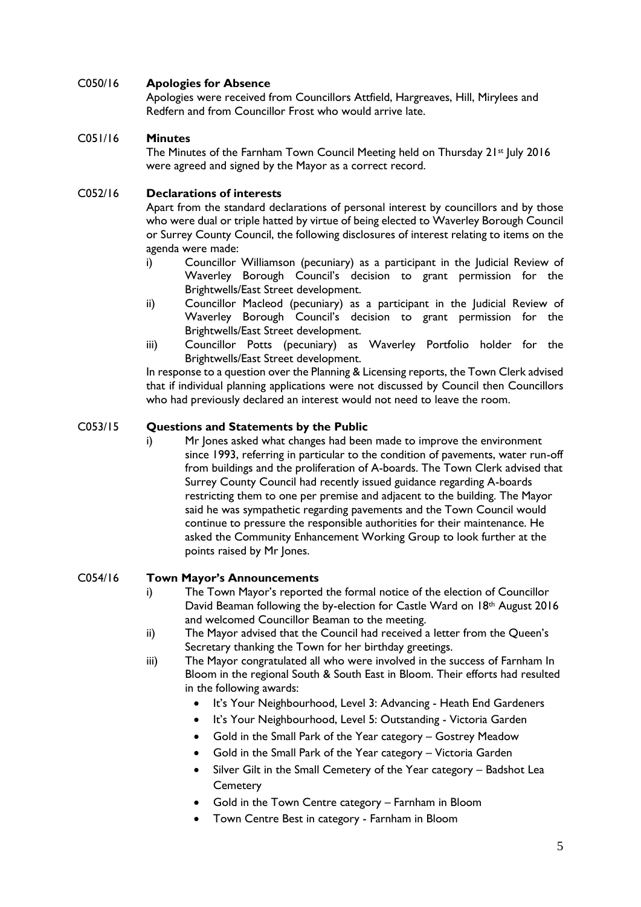## C050/16 **Apologies for Absence**

Apologies were received from Councillors Attfield, Hargreaves, Hill, Mirylees and Redfern and from Councillor Frost who would arrive late.

## C051/16 **Minutes**

The Minutes of the Farnham Town Council Meeting held on Thursday 21st July 2016 were agreed and signed by the Mayor as a correct record.

## C052/16 **Declarations of interests**

Apart from the standard declarations of personal interest by councillors and by those who were dual or triple hatted by virtue of being elected to Waverley Borough Council or Surrey County Council, the following disclosures of interest relating to items on the agenda were made:

i) Councillor Williamson (pecuniary) as a participant in the Judicial Review of Waverley Borough Council's decision to grant permission for the Brightwells/East Street development.

ii) Councillor Macleod (pecuniary) as a participant in the Judicial Review of Waverley Borough Council's decision to grant permission for the Brightwells/East Street development.

iii) Councillor Potts (pecuniary) as Waverley Portfolio holder for the Brightwells/East Street development.

In response to a question over the Planning & Licensing reports, the Town Clerk advised that if individual planning applications were not discussed by Council then Councillors who had previously declared an interest would not need to leave the room.

## C053/15 **Questions and Statements by the Public**

i) Mr Jones asked what changes had been made to improve the environment since 1993, referring in particular to the condition of pavements, water run-off from buildings and the proliferation of A-boards. The Town Clerk advised that Surrey County Council had recently issued guidance regarding A-boards restricting them to one per premise and adjacent to the building. The Mayor said he was sympathetic regarding pavements and the Town Council would continue to pressure the responsible authorities for their maintenance. He asked the Community Enhancement Working Group to look further at the points raised by Mr Jones.

## C054/16 **Town Mayor's Announcements**

i) The Town Mayor's reported the formal notice of the election of Councillor David Beaman following the by-election for Castle Ward on 18th August 2016 and welcomed Councillor Beaman to the meeting.

ii) The Mayor advised that the Council had received a letter from the Queen's Secretary thanking the Town for her birthday greetings.

iii) The Mayor congratulated all who were involved in the success of Farnham In Bloom in the regional South & South East in Bloom. Their efforts had resulted in the following awards:

- It's Your Neighbourhood, Level 3: Advancing - Heath End Gardeners
- It's Your Neighbourhood, Level 5: Outstanding - Victoria Garden
- Gold in the Small Park of the Year category – Gostrey Meadow
- Gold in the Small Park of the Year category – Victoria Garden
- Silver Gilt in the Small Cemetery of the Year category – Badshot Lea Cemetery
- Gold in the Town Centre category – Farnham in Bloom
- Town Centre Best in category - Farnham in Bloom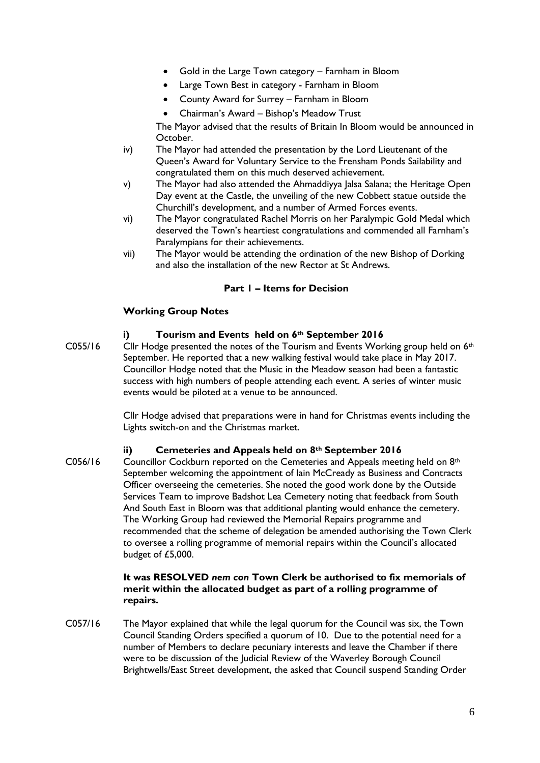- Gold in the Large Town category – Farnham in Bloom
- Large Town Best in category - Farnham in Bloom
- County Award for Surrey – Farnham in Bloom
- Chairman's Award – Bishop's Meadow Trust

The Mayor advised that the results of Britain In Bloom would be announced in October.

iv) The Mayor had attended the presentation by the Lord Lieutenant of the Queen's Award for Voluntary Service to the Frensham Ponds Sailability and congratulated them on this much deserved achievement.

v) The Mayor had also attended the Ahmaddiyya Jalsa Salana; the Heritage Open Day event at the Castle, the unveiling of the new Cobbett statue outside the Churchill's development, and a number of Armed Forces events.

vi) The Mayor congratulated Rachel Morris on her Paralympic Gold Medal which deserved the Town's heartiest congratulations and commended all Farnham's Paralympians for their achievements.

vii) The Mayor would be attending the ordination of the new Bishop of Dorking and also the installation of the new Rector at St Andrews.

**Part 1 – Items for Decision**

**Working Group Notes**

**i) Tourism and Events held on 6th September 2016**

C055/16 Cllr Hodge presented the notes of the Tourism and Events Working group held on 6th September. He reported that a new walking festival would take place in May 2017. Councillor Hodge noted that the Music in the Meadow season had been a fantastic success with high numbers of people attending each event. A series of winter music events would be piloted at a venue to be announced.

Cllr Hodge advised that preparations were in hand for Christmas events including the Lights switch-on and the Christmas market.

**ii) Cemeteries and Appeals held on 8th September 2016**

C056/16 Councillor Cockburn reported on the Cemeteries and Appeals meeting held on 8th September welcoming the appointment of Iain McCready as Business and Contracts Officer overseeing the cemeteries. She noted the good work done by the Outside Services Team to improve Badshot Lea Cemetery noting that feedback from South And South East in Bloom was that additional planting would enhance the cemetery. The Working Group had reviewed the Memorial Repairs programme and recommended that the scheme of delegation be amended authorising the Town Clerk to oversee a rolling programme of memorial repairs within the Council's allocated budget of £5,000.

**It was RESOLVED *nem con* Town Clerk be authorised to fix memorials of merit within the allocated budget as part of a rolling programme of repairs.**

C057/16 The Mayor explained that while the legal quorum for the Council was six, the Town Council Standing Orders specified a quorum of 10. Due to the potential need for a number of Members to declare pecuniary interests and leave the Chamber if there were to be discussion of the Judicial Review of the Waverley Borough Council Brightwells/East Street development, the asked that Council suspend Standing Order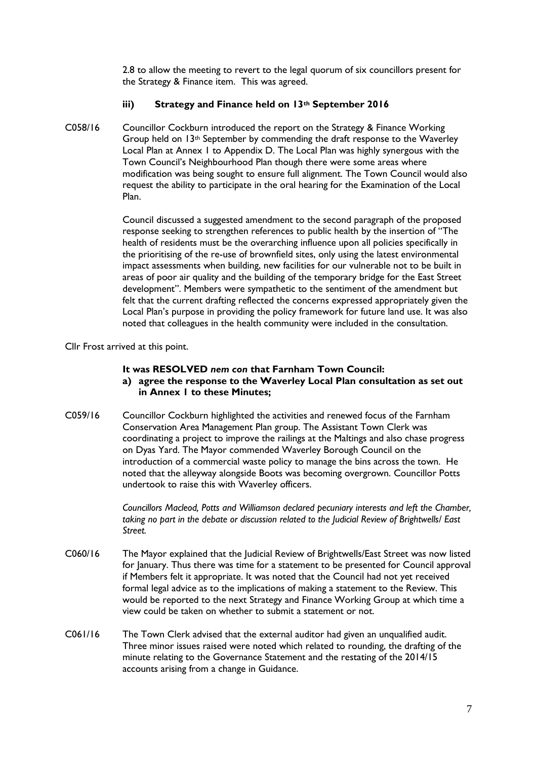2.8 to allow the meeting to revert to the legal quorum of six councillors present for the Strategy & Finance item. This was agreed.

### iii) Strategy and Finance held on 13th September 2016

C058/16 Councillor Cockburn introduced the report on the Strategy & Finance Working Group held on 13th September by commending the draft response to the Waverley Local Plan at Annex 1 to Appendix D. The Local Plan was highly synergous with the Town Council's Neighbourhood Plan though there were some areas where modification was being sought to ensure full alignment. The Town Council would also request the ability to participate in the oral hearing for the Examination of the Local Plan.

Council discussed a suggested amendment to the second paragraph of the proposed response seeking to strengthen references to public health by the insertion of "The health of residents must be the overarching influence upon all policies specifically in the prioritising of the re-use of brownfield sites, only using the latest environmental impact assessments when building, new facilities for our vulnerable not to be built in areas of poor air quality and the building of the temporary bridge for the East Street development". Members were sympathetic to the sentiment of the amendment but felt that the current drafting reflected the concerns expressed appropriately given the Local Plan's purpose in providing the policy framework for future land use. It was also noted that colleagues in the health community were included in the consultation.

Cllr Frost arrived at this point.

**It was RESOLVED *nem con* that Farnham Town Council:**

**a) agree the response to the Waverley Local Plan consultation as set out in Annex 1 to these Minutes;**

C059/16 Councillor Cockburn highlighted the activities and renewed focus of the Farnham Conservation Area Management Plan group. The Assistant Town Clerk was coordinating a project to improve the railings at the Maltings and also chase progress on Dyas Yard. The Mayor commended Waverley Borough Council on the introduction of a commercial waste policy to manage the bins across the town. He noted that the alleyway alongside Boots was becoming overgrown. Councillor Potts undertook to raise this with Waverley officers.

*Councillors Macleod, Potts and Williamson declared pecuniary interests and left the Chamber, taking no part in the debate or discussion related to the Judicial Review of Brightwells/ East Street.*

C060/16 The Mayor explained that the Judicial Review of Brightwells/East Street was now listed for January. Thus there was time for a statement to be presented for Council approval if Members felt it appropriate. It was noted that the Council had not yet received formal legal advice as to the implications of making a statement to the Review. This would be reported to the next Strategy and Finance Working Group at which time a view could be taken on whether to submit a statement or not.

C061/16 The Town Clerk advised that the external auditor had given an unqualified audit. Three minor issues raised were noted which related to rounding, the drafting of the minute relating to the Governance Statement and the restating of the 2014/15 accounts arising from a change in Guidance.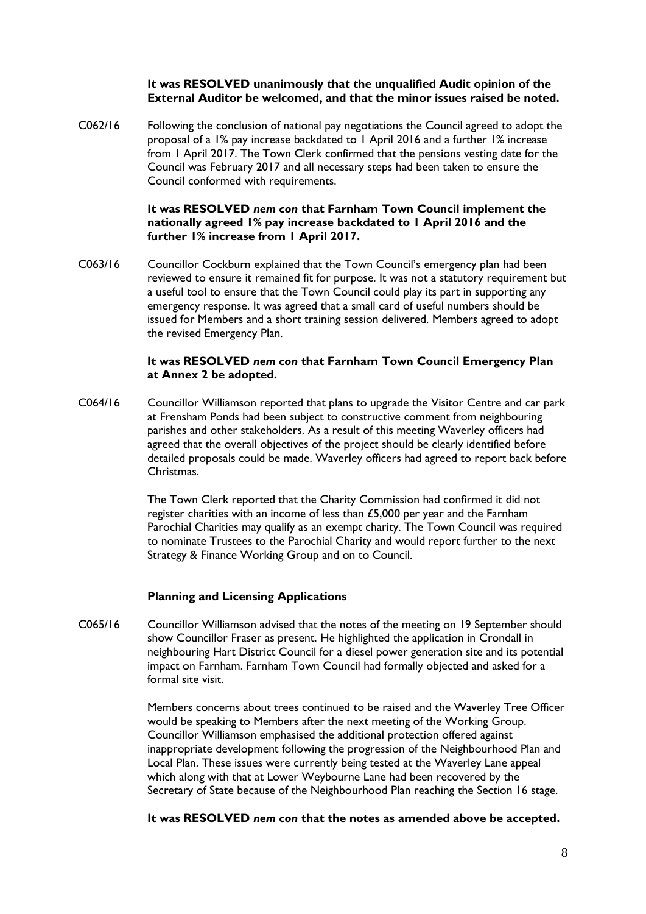**It was RESOLVED unanimously that the unqualified Audit opinion of the External Auditor be welcomed, and that the minor issues raised be noted.**

C062/16 Following the conclusion of national pay negotiations the Council agreed to adopt the proposal of a 1% pay increase backdated to 1 April 2016 and a further 1% increase from 1 April 2017. The Town Clerk confirmed that the pensions vesting date for the Council was February 2017 and all necessary steps had been taken to ensure the Council conformed with requirements.

**It was RESOLVED *nem con* that Farnham Town Council implement the nationally agreed 1% pay increase backdated to 1 April 2016 and the further 1% increase from 1 April 2017.**

C063/16 Councillor Cockburn explained that the Town Council's emergency plan had been reviewed to ensure it remained fit for purpose. It was not a statutory requirement but a useful tool to ensure that the Town Council could play its part in supporting any emergency response. It was agreed that a small card of useful numbers should be issued for Members and a short training session delivered. Members agreed to adopt the revised Emergency Plan.

**It was RESOLVED *nem con* that Farnham Town Council Emergency Plan at Annex 2 be adopted.**

C064/16 Councillor Williamson reported that plans to upgrade the Visitor Centre and car park at Frensham Ponds had been subject to constructive comment from neighbouring parishes and other stakeholders. As a result of this meeting Waverley officers had agreed that the overall objectives of the project should be clearly identified before detailed proposals could be made. Waverley officers had agreed to report back before Christmas.

The Town Clerk reported that the Charity Commission had confirmed it did not register charities with an income of less than £5,000 per year and the Farnham Parochial Charities may qualify as an exempt charity. The Town Council was required to nominate Trustees to the Parochial Charity and would report further to the next Strategy & Finance Working Group and on to Council.

**Planning and Licensing Applications**

C065/16 Councillor Williamson advised that the notes of the meeting on 19 September should show Councillor Fraser as present. He highlighted the application in Crondall in neighbouring Hart District Council for a diesel power generation site and its potential impact on Farnham. Farnham Town Council had formally objected and asked for a formal site visit.

Members concerns about trees continued to be raised and the Waverley Tree Officer would be speaking to Members after the next meeting of the Working Group. Councillor Williamson emphasised the additional protection offered against inappropriate development following the progression of the Neighbourhood Plan and Local Plan. These issues were currently being tested at the Waverley Lane appeal which along with that at Lower Weybourne Lane had been recovered by the Secretary of State because of the Neighbourhood Plan reaching the Section 16 stage.

**It was RESOLVED *nem con* that the notes as amended above be accepted.**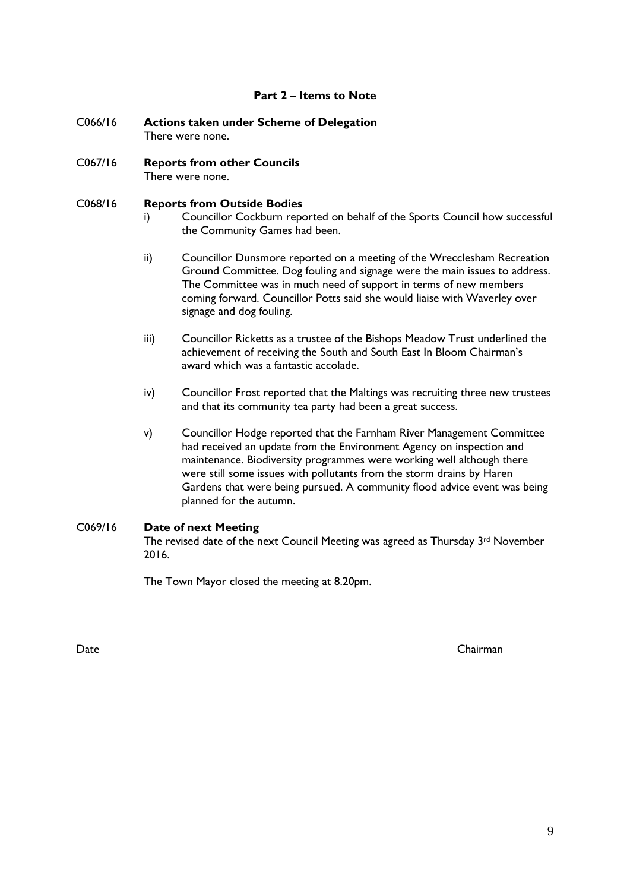## Part 2 – Items to Note

**C066/16 Actions taken under Scheme of Delegation**

There were none.

**C067/16 Reports from other Councils**

There were none.

**C068/16 Reports from Outside Bodies**

i) Councillor Cockburn reported on behalf of the Sports Council how successful the Community Games had been.

ii) Councillor Dunsmore reported on a meeting of the Wrecclesham Recreation Ground Committee. Dog fouling and signage were the main issues to address. The Committee was in much need of support in terms of new members coming forward. Councillor Potts said she would liaise with Waverley over signage and dog fouling.

iii) Councillor Ricketts as a trustee of the Bishops Meadow Trust underlined the achievement of receiving the South and South East In Bloom Chairman's award which was a fantastic accolade.

iv) Councillor Frost reported that the Maltings was recruiting three new trustees and that its community tea party had been a great success.

v) Councillor Hodge reported that the Farnham River Management Committee had received an update from the Environment Agency on inspection and maintenance. Biodiversity programmes were working well although there were still some issues with pollutants from the storm drains by Haren Gardens that were being pursued. A community flood advice event was being planned for the autumn.

**C069/16 Date of next Meeting**

The revised date of the next Council Meeting was agreed as Thursday 3rd November 2016.

The Town Mayor closed the meeting at 8.20pm.

Date Chairman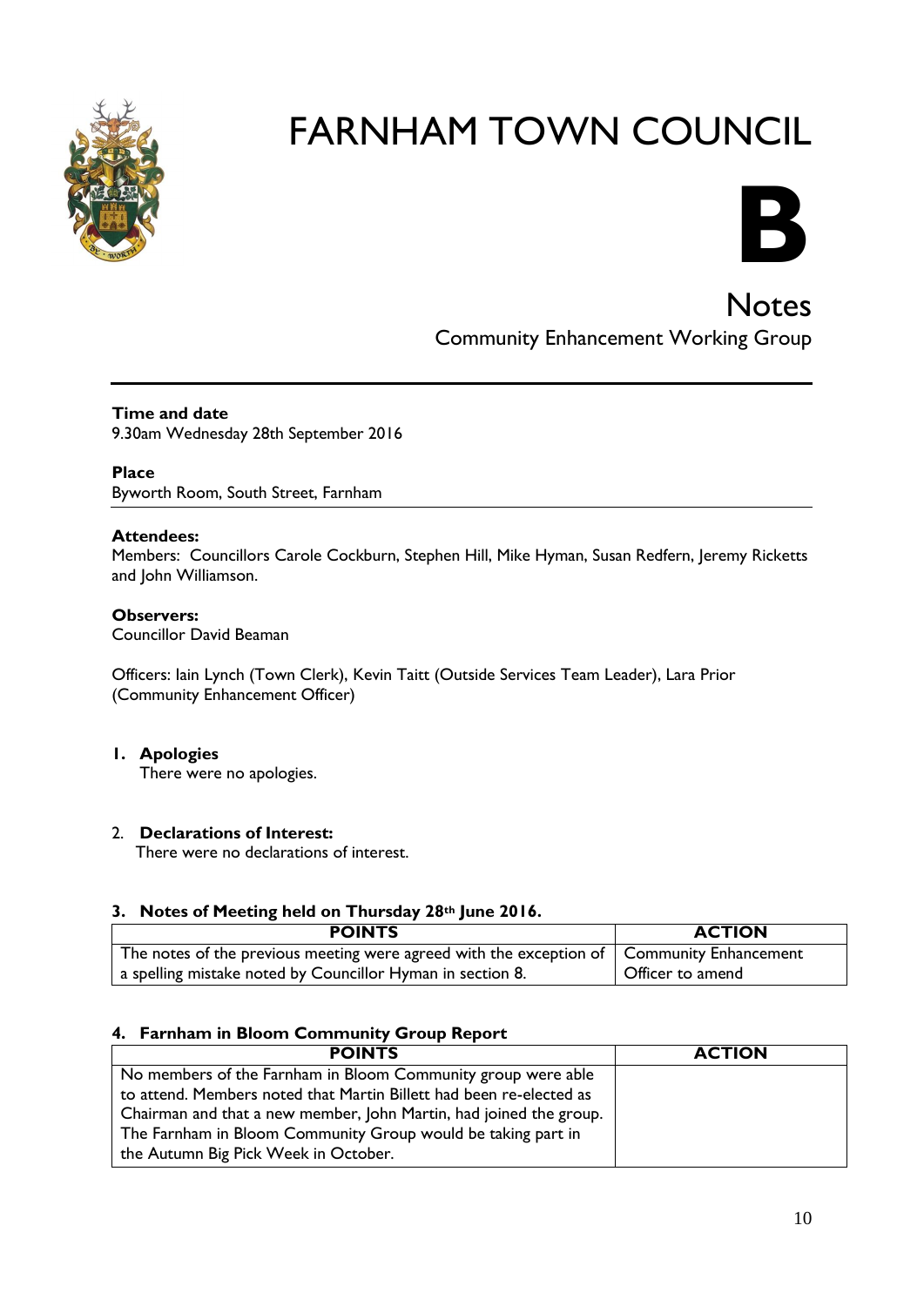# FARNHAM TOWN COUNCIL

**B**

## Notes

Community Enhancement Working Group

**Time and date**
9.30am Wednesday 28th September 2016

**Place**
Byworth Room, South Street, Farnham

**Attendees:**
Members: Councillors Carole Cockburn, Stephen Hill, Mike Hyman, Susan Redfern, Jeremy Ricketts and John Williamson.

**Observers:**
Councillor David Beaman

Officers: Iain Lynch (Town Clerk), Kevin Taitt (Outside Services Team Leader), Lara Prior (Community Enhancement Officer)

### 1. Apologies

There were no apologies.

### 2. Declarations of Interest:

There were no declarations of interest.

### 3. Notes of Meeting held on Thursday 28th June 2016.

| POINTS | ACTION |
|---|---|
| The notes of the previous meeting were agreed with the exception of a spelling mistake noted by Councillor Hyman in section 8. | Community Enhancement Officer to amend |

### 4. Farnham in Bloom Community Group Report

| POINTS | ACTION |
|---|---|
| No members of the Farnham in Bloom Community group were able to attend. Members noted that Martin Billett had been re-elected as Chairman and that a new member, John Martin, had joined the group. The Farnham in Bloom Community Group would be taking part in the Autumn Big Pick Week in October. | |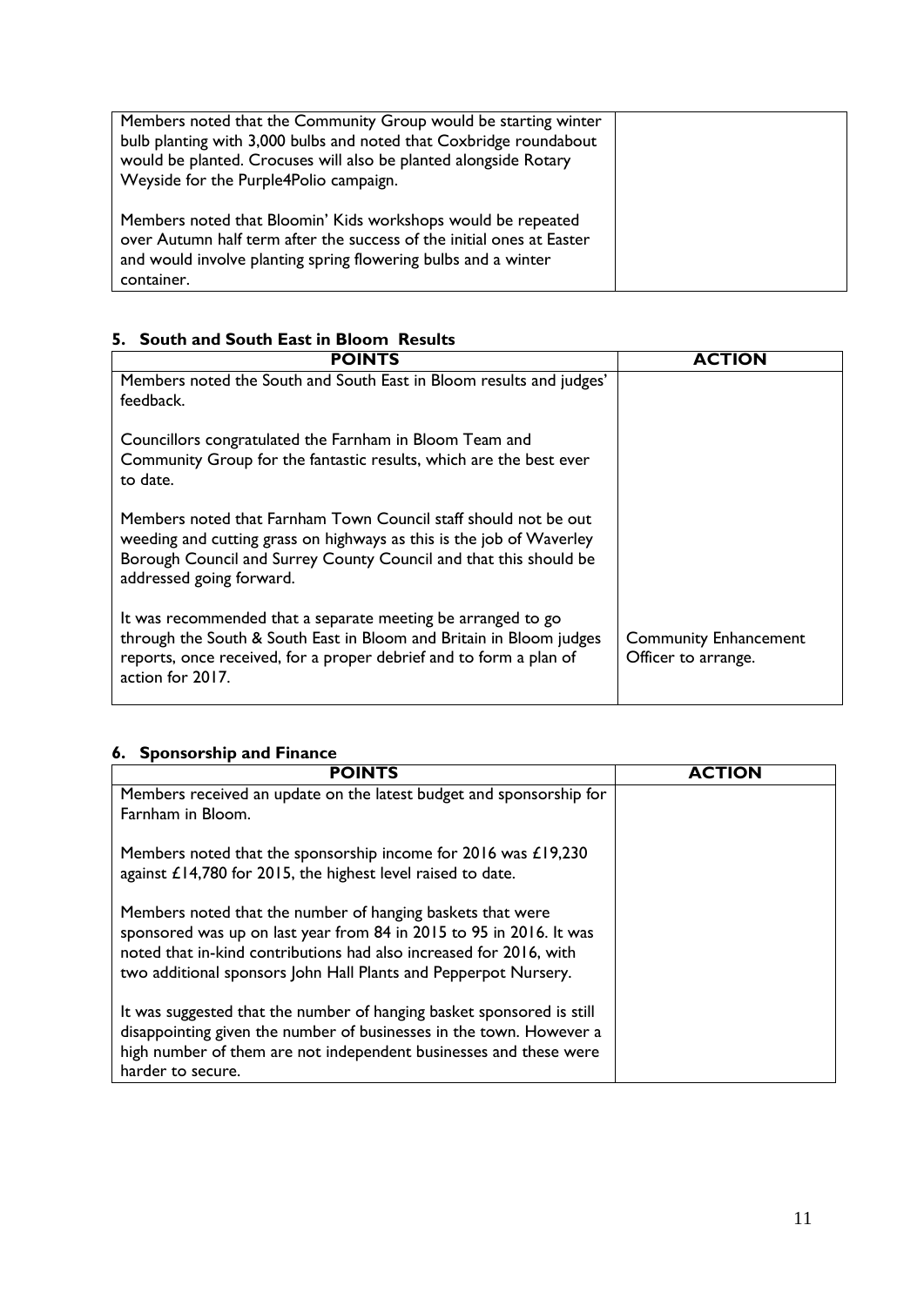| | |
|---|---|
| Members noted that the Community Group would be starting winter bulb planting with 3,000 bulbs and noted that Coxbridge roundabout would be planted. Crocuses will also be planted alongside Rotary Weyside for the Purple4Polio campaign.<br><br>Members noted that Bloomin' Kids workshops would be repeated over Autumn half term after the success of the initial ones at Easter and would involve planting spring flowering bulbs and a winter container. | |

## 5. South and South East in Bloom Results

| POINTS | ACTION |
|---|---|
| Members noted the South and South East in Bloom results and judges' feedback.<br><br>Councillors congratulated the Farnham in Bloom Team and Community Group for the fantastic results, which are the best ever to date.<br><br>Members noted that Farnham Town Council staff should not be out weeding and cutting grass on highways as this is the job of Waverley Borough Council and Surrey County Council and that this should be addressed going forward.<br><br>It was recommended that a separate meeting be arranged to go through the South & South East in Bloom and Britain in Bloom judges reports, once received, for a proper debrief and to form a plan of action for 2017. | Community Enhancement Officer to arrange. |

## 6. Sponsorship and Finance

| POINTS | ACTION |
|---|---|
| Members received an update on the latest budget and sponsorship for Farnham in Bloom.<br><br>Members noted that the sponsorship income for 2016 was £19,230 against £14,780 for 2015, the highest level raised to date.<br><br>Members noted that the number of hanging baskets that were sponsored was up on last year from 84 in 2015 to 95 in 2016. It was noted that in-kind contributions had also increased for 2016, with two additional sponsors John Hall Plants and Pepperpot Nursery.<br><br>It was suggested that the number of hanging basket sponsored is still disappointing given the number of businesses in the town. However a high number of them are not independent businesses and these were harder to secure. | |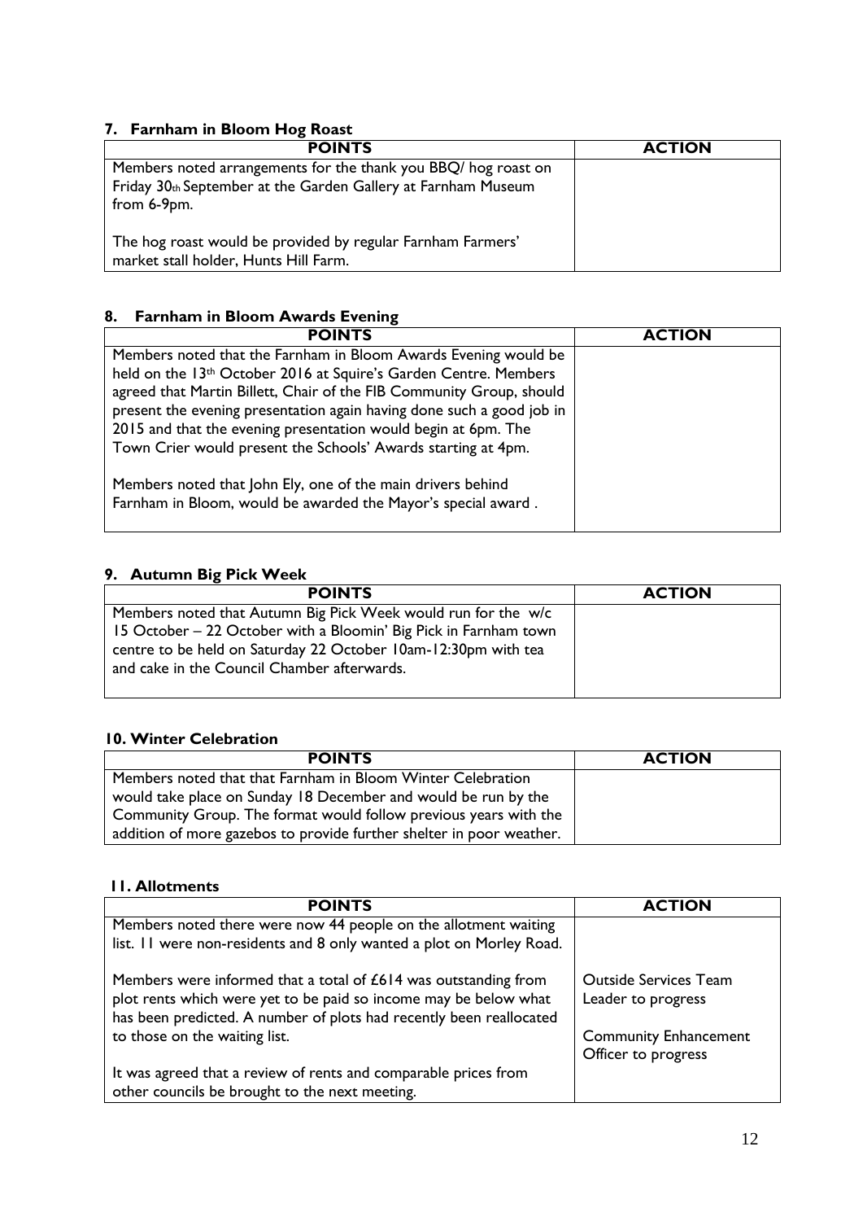## 7. Farnham in Bloom Hog Roast

| POINTS | ACTION |
| --- | --- |
| Members noted arrangements for the thank you BBQ/ hog roast on Friday 30th September at the Garden Gallery at Farnham Museum from 6-9pm.<br><br>The hog roast would be provided by regular Farnham Farmers' market stall holder, Hunts Hill Farm. | |

## 8. Farnham in Bloom Awards Evening

| POINTS | ACTION |
| --- | --- |
| Members noted that the Farnham in Bloom Awards Evening would be held on the 13th October 2016 at Squire's Garden Centre. Members agreed that Martin Billett, Chair of the FIB Community Group, should present the evening presentation again having done such a good job in 2015 and that the evening presentation would begin at 6pm. The Town Crier would present the Schools' Awards starting at 4pm.<br><br>Members noted that John Ely, one of the main drivers behind Farnham in Bloom, would be awarded the Mayor's special award . | |

## 9. Autumn Big Pick Week

| POINTS | ACTION |
| --- | --- |
| Members noted that Autumn Big Pick Week would run for the w/c 15 October – 22 October with a Bloomin' Big Pick in Farnham town centre to be held on Saturday 22 October 10am-12:30pm with tea and cake in the Council Chamber afterwards. | |

## 10. Winter Celebration

| POINTS | ACTION |
| --- | --- |
| Members noted that that Farnham in Bloom Winter Celebration would take place on Sunday 18 December and would be run by the Community Group. The format would follow previous years with the addition of more gazebos to provide further shelter in poor weather. | |

## 11. Allotments

| POINTS | ACTION |
| --- | --- |
| Members noted there were now 44 people on the allotment waiting list. 11 were non-residents and 8 only wanted a plot on Morley Road.<br><br>Members were informed that a total of £614 was outstanding from plot rents which were yet to be paid so income may be below what has been predicted. A number of plots had recently been reallocated to those on the waiting list.<br><br>It was agreed that a review of rents and comparable prices from other councils be brought to the next meeting. | Outside Services Team Leader to progress<br><br>Community Enhancement Officer to progress |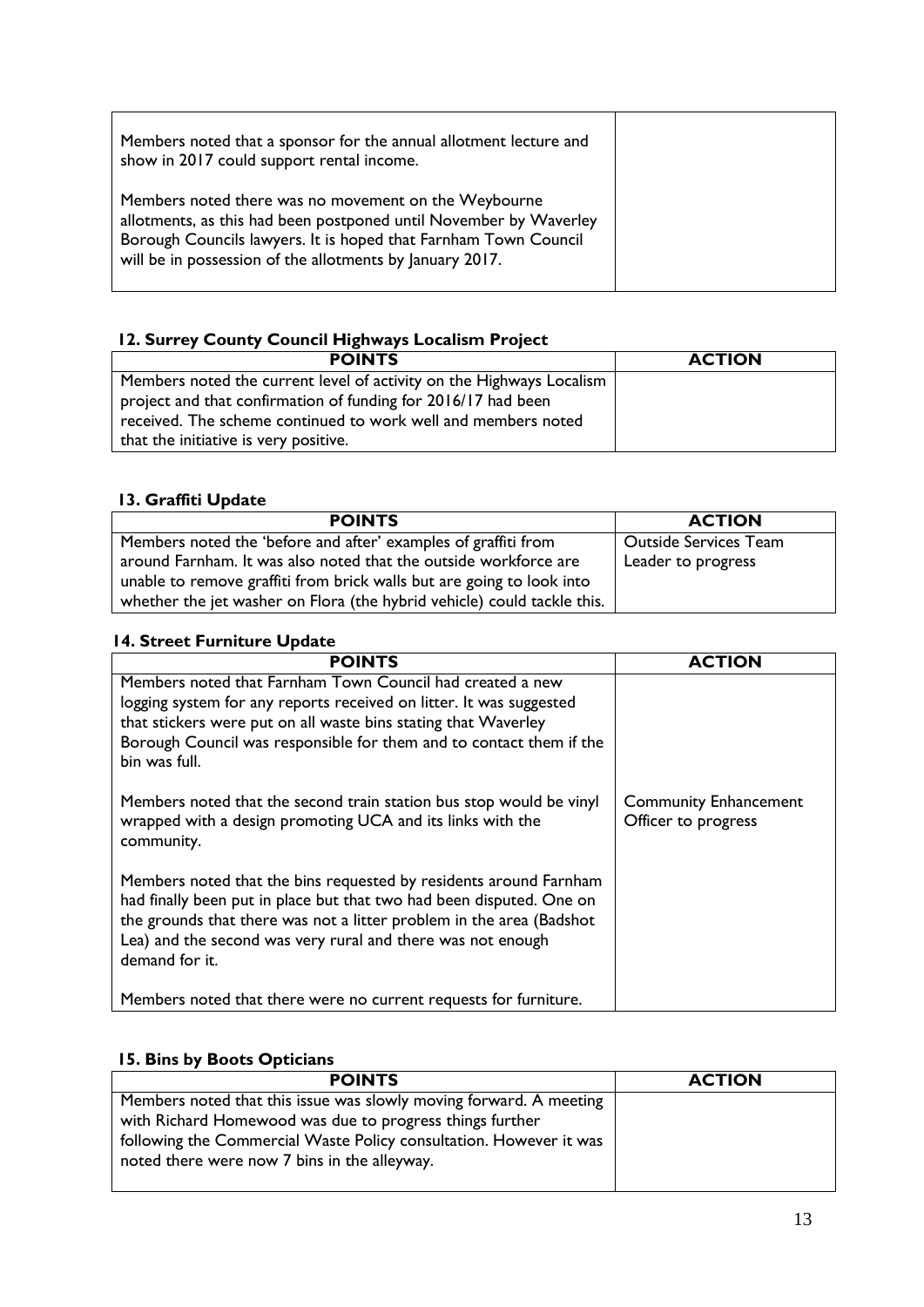| | |
|---|---|
| Members noted that a sponsor for the annual allotment lecture and show in 2017 could support rental income.<br><br>Members noted there was no movement on the Weybourne allotments, as this had been postponed until November by Waverley Borough Councils lawyers. It is hoped that Farnham Town Council will be in possession of the allotments by January 2017. | |

### 12. Surrey County Council Highways Localism Project

| POINTS | ACTION |
|---|---|
| Members noted the current level of activity on the Highways Localism project and that confirmation of funding for 2016/17 had been received. The scheme continued to work well and members noted that the initiative is very positive. | |

### 13. Graffiti Update

| POINTS | ACTION |
|---|---|
| Members noted the 'before and after' examples of graffiti from around Farnham. It was also noted that the outside workforce are unable to remove graffiti from brick walls but are going to look into whether the jet washer on Flora (the hybrid vehicle) could tackle this. | Outside Services Team Leader to progress |

### 14. Street Furniture Update

| POINTS | ACTION |
|---|---|
| Members noted that Farnham Town Council had created a new logging system for any reports received on litter. It was suggested that stickers were put on all waste bins stating that Waverley Borough Council was responsible for them and to contact them if the bin was full. | |
| Members noted that the second train station bus stop would be vinyl wrapped with a design promoting UCA and its links with the community. | Community Enhancement Officer to progress |
| Members noted that the bins requested by residents around Farnham had finally been put in place but that two had been disputed. One on the grounds that there was not a litter problem in the area (Badshot Lea) and the second was very rural and there was not enough demand for it. | |
| Members noted that there were no current requests for furniture. | |

### 15. Bins by Boots Opticians

| POINTS | ACTION |
|---|---|
| Members noted that this issue was slowly moving forward. A meeting with Richard Homewood was due to progress things further following the Commercial Waste Policy consultation. However it was noted there were now 7 bins in the alleyway. | |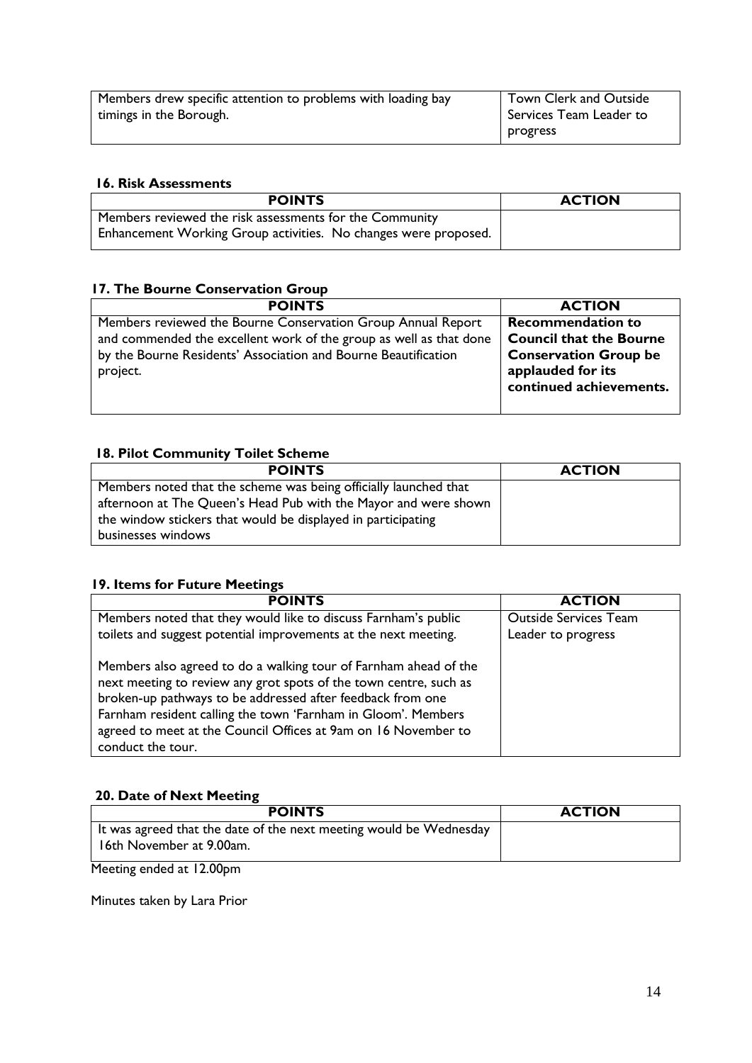| | |
|---|---|
| Members drew specific attention to problems with loading bay timings in the Borough. | Town Clerk and Outside Services Team Leader to progress |

### 16. Risk Assessments

| POINTS | ACTION |
|---|---|
| Members reviewed the risk assessments for the Community Enhancement Working Group activities. No changes were proposed. | |

### 17. The Bourne Conservation Group

| POINTS | ACTION |
|---|---|
| Members reviewed the Bourne Conservation Group Annual Report and commended the excellent work of the group as well as that done by the Bourne Residents' Association and Bourne Beautification project. | **Recommendation to Council that the Bourne Conservation Group be applauded for its continued achievements.** |

### 18. Pilot Community Toilet Scheme

| POINTS | ACTION |
|---|---|
| Members noted that the scheme was being officially launched that afternoon at The Queen's Head Pub with the Mayor and were shown the window stickers that would be displayed in participating businesses windows | |

### 19. Items for Future Meetings

| POINTS | ACTION |
|---|---|
| Members noted that they would like to discuss Farnham's public toilets and suggest potential improvements at the next meeting.<br><br>Members also agreed to do a walking tour of Farnham ahead of the next meeting to review any grot spots of the town centre, such as broken-up pathways to be addressed after feedback from one Farnham resident calling the town 'Farnham in Gloom'. Members agreed to meet at the Council Offices at 9am on 16 November to conduct the tour. | Outside Services Team Leader to progress |

### 20. Date of Next Meeting

| POINTS | ACTION |
|---|---|
| It was agreed that the date of the next meeting would be Wednesday 16th November at 9.00am. | |

Meeting ended at 12.00pm

Minutes taken by Lara Prior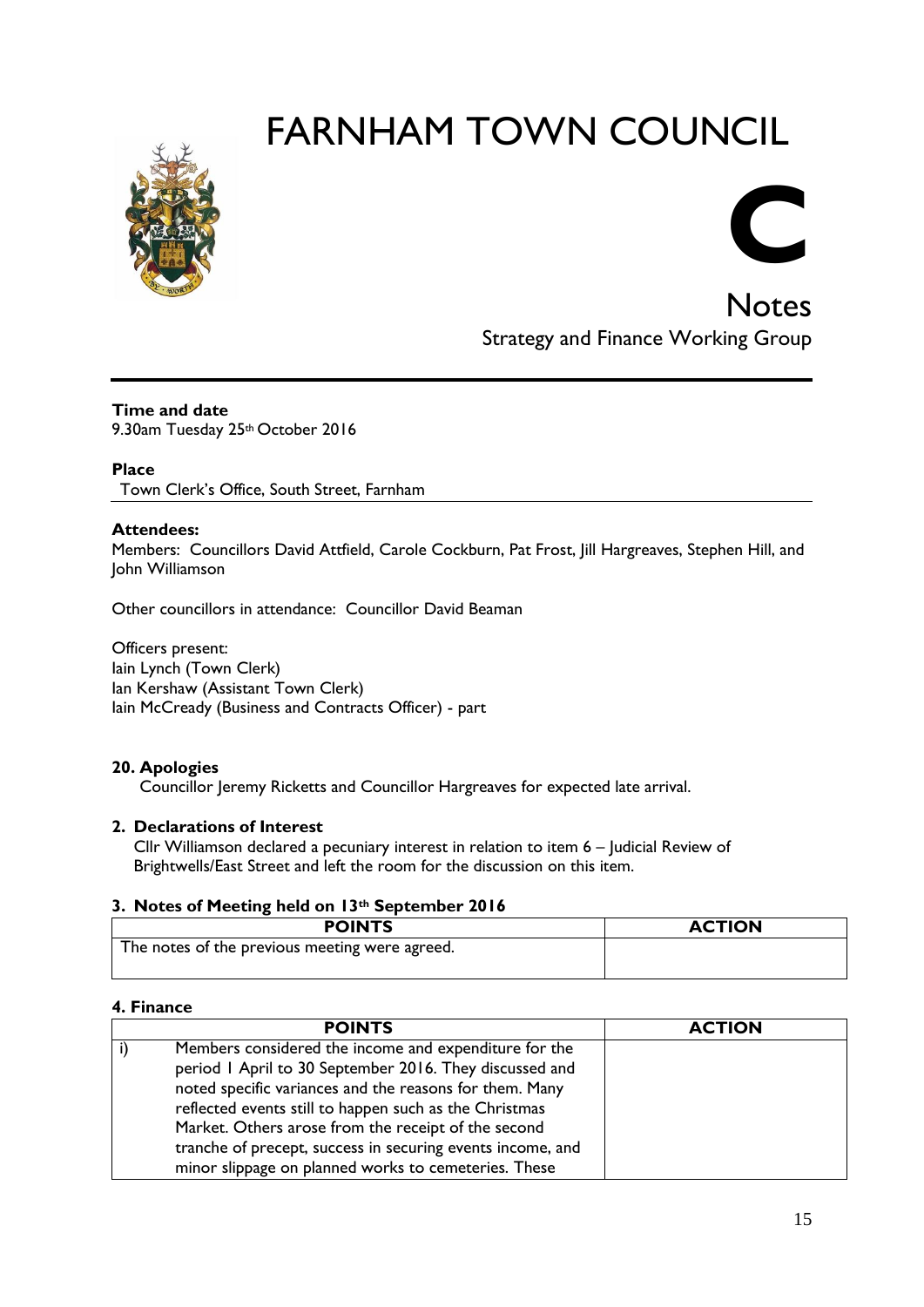# FARNHAM TOWN COUNCIL

**C**

## Notes

Strategy and Finance Working Group

**Time and date**
9.30am Tuesday 25th October 2016

**Place**
Town Clerk's Office, South Street, Farnham

**Attendees:**
Members: Councillors David Attfield, Carole Cockburn, Pat Frost, Jill Hargreaves, Stephen Hill, and John Williamson

Other councillors in attendance: Councillor David Beaman

Officers present:
Iain Lynch (Town Clerk)
Ian Kershaw (Assistant Town Clerk)
Iain McCready (Business and Contracts Officer) - part

### 20. Apologies

Councillor Jeremy Ricketts and Councillor Hargreaves for expected late arrival.

### 2. Declarations of Interest

Cllr Williamson declared a pecuniary interest in relation to item 6 – Judicial Review of Brightwells/East Street and left the room for the discussion on this item.

### 3. Notes of Meeting held on 13th September 2016

| POINTS | ACTION |
| --- | --- |
| The notes of the previous meeting were agreed. | |

### 4. Finance

| | POINTS | ACTION |
| --- | --- | --- |
| i) | Members considered the income and expenditure for the period 1 April to 30 September 2016. They discussed and noted specific variances and the reasons for them. Many reflected events still to happen such as the Christmas Market. Others arose from the receipt of the second tranche of precept, success in securing events income, and minor slippage on planned works to cemeteries. These | |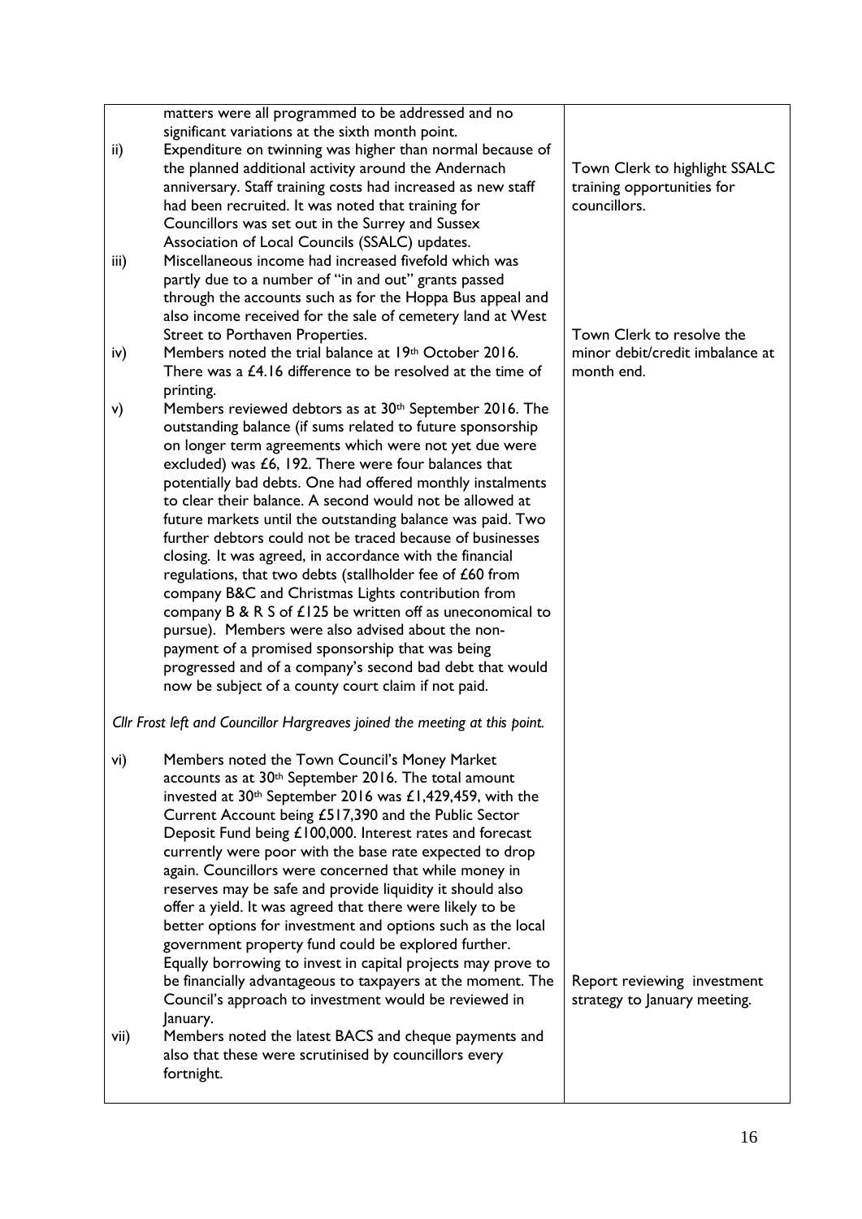| | |
|---|---|
| matters were all programmed to be addressed and no significant variations at the sixth month point. | |
| ii) Expenditure on twinning was higher than normal because of the planned additional activity around the Andernach anniversary. Staff training costs had increased as new staff had been recruited. It was noted that training for Councillors was set out in the Surrey and Sussex Association of Local Councils (SSALC) updates. | Town Clerk to highlight SSALC training opportunities for councillors. |
| iii) Miscellaneous income had increased fivefold which was partly due to a number of "in and out" grants passed through the accounts such as for the Hoppa Bus appeal and also income received for the sale of cemetery land at West Street to Porthaven Properties. | |
| iv) Members noted the trial balance at 19th October 2016. There was a £4.16 difference to be resolved at the time of printing. | Town Clerk to resolve the minor debit/credit imbalance at month end. |
| v) Members reviewed debtors as at 30th September 2016. The outstanding balance (if sums related to future sponsorship on longer term agreements which were not yet due were excluded) was £6, 192. There were four balances that potentially bad debts. One had offered monthly instalments to clear their balance. A second would not be allowed at future markets until the outstanding balance was paid. Two further debtors could not be traced because of businesses closing. It was agreed, in accordance with the financial regulations, that two debts (stallholder fee of £60 from company B&C and Christmas Lights contribution from company B & R S of £125 be written off as uneconomical to pursue). Members were also advised about the non-payment of a promised sponsorship that was being progressed and of a company's second bad debt that would now be subject of a county court claim if not paid. | |
| *Cllr Frost left and Councillor Hargreaves joined the meeting at this point.* | |
| vi) Members noted the Town Council's Money Market accounts as at 30th September 2016. The total amount invested at 30th September 2016 was £1,429,459, with the Current Account being £517,390 and the Public Sector Deposit Fund being £100,000. Interest rates and forecast currently were poor with the base rate expected to drop again. Councillors were concerned that while money in reserves may be safe and provide liquidity it should also offer a yield. It was agreed that there were likely to be better options for investment and options such as the local government property fund could be explored further. Equally borrowing to invest in capital projects may prove to be financially advantageous to taxpayers at the moment. The Council's approach to investment would be reviewed in January. | Report reviewing investment strategy to January meeting. |
| vii) Members noted the latest BACS and cheque payments and also that these were scrutinised by councillors every fortnight. | |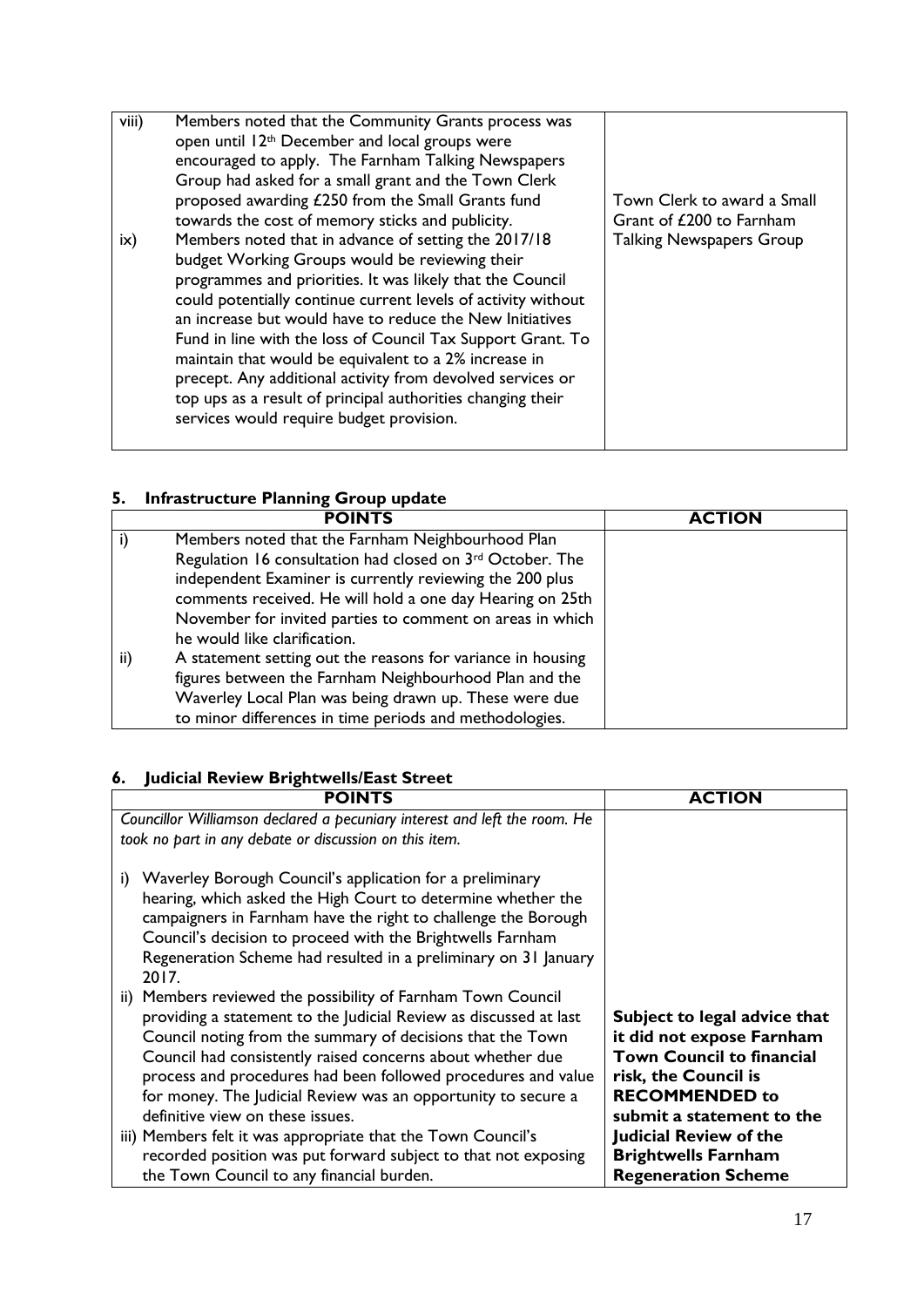| | | |
|---|---|---|
| viii) | Members noted that the Community Grants process was open until 12th December and local groups were encouraged to apply. The Farnham Talking Newspapers Group had asked for a small grant and the Town Clerk proposed awarding £250 from the Small Grants fund towards the cost of memory sticks and publicity. | Town Clerk to award a Small Grant of £200 to Farnham Talking Newspapers Group |
| ix) | Members noted that in advance of setting the 2017/18 budget Working Groups would be reviewing their programmes and priorities. It was likely that the Council could potentially continue current levels of activity without an increase but would have to reduce the New Initiatives Fund in line with the loss of Council Tax Support Grant. To maintain that would be equivalent to a 2% increase in precept. Any additional activity from devolved services or top ups as a result of principal authorities changing their services would require budget provision. | |

## 5. Infrastructure Planning Group update

| | POINTS | ACTION |
|---|---|---|
| i) | Members noted that the Farnham Neighbourhood Plan Regulation 16 consultation had closed on 3rd October. The independent Examiner is currently reviewing the 200 plus comments received. He will hold a one day Hearing on 25th November for invited parties to comment on areas in which he would like clarification. | |
| ii) | A statement setting out the reasons for variance in housing figures between the Farnham Neighbourhood Plan and the Waverley Local Plan was being drawn up. These were due to minor differences in time periods and methodologies. | |

## 6. Judicial Review Brightwells/East Street

| POINTS | ACTION |
|---|---|
| *Councillor Williamson declared a pecuniary interest and left the room. He took no part in any debate or discussion on this item.* | |
| i) Waverley Borough Council's application for a preliminary hearing, which asked the High Court to determine whether the campaigners in Farnham have the right to challenge the Borough Council's decision to proceed with the Brightwells Farnham Regeneration Scheme had resulted in a preliminary on 31 January 2017.<br>ii) Members reviewed the possibility of Farnham Town Council providing a statement to the Judicial Review as discussed at last Council noting from the summary of decisions that the Town Council had consistently raised concerns about whether due process and procedures had been followed procedures and value for money. The Judicial Review was an opportunity to secure a definitive view on these issues.<br>iii) Members felt it was appropriate that the Town Council's recorded position was put forward subject to that not exposing the Town Council to any financial burden. | **Subject to legal advice that it did not expose Farnham Town Council to financial risk, the Council is RECOMMENDED to submit a statement to the Judicial Review of the Brightwells Farnham Regeneration Scheme** |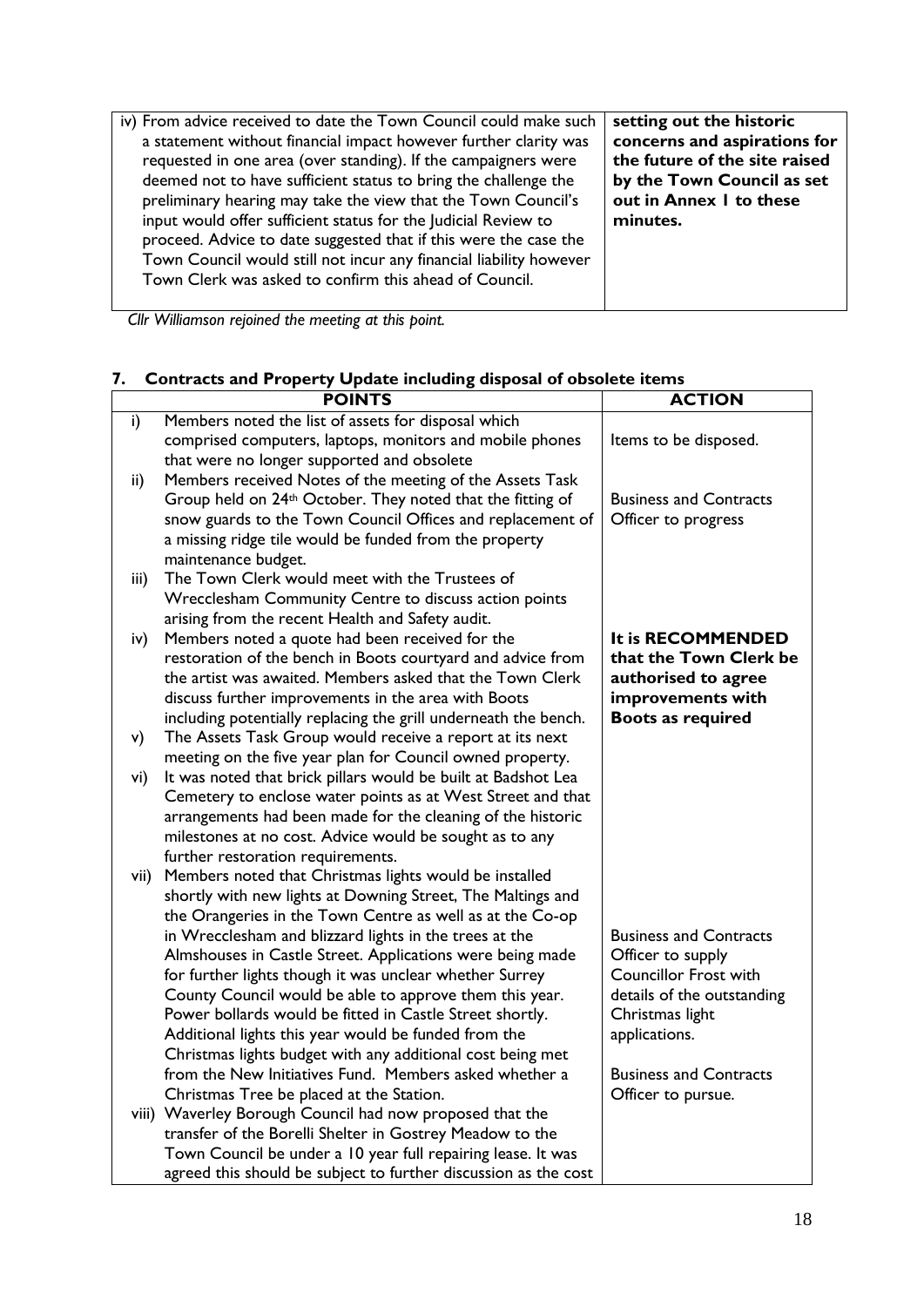| | |
|---|---|
| iv) From advice received to date the Town Council could make such a statement without financial impact however further clarity was requested in one area (over standing). If the campaigners were deemed not to have sufficient status to bring the challenge the preliminary hearing may take the view that the Town Council's input would offer sufficient status for the Judicial Review to proceed. Advice to date suggested that if this were the case the Town Council would still not incur any financial liability however Town Clerk was asked to confirm this ahead of Council. | **setting out the historic concerns and aspirations for the future of the site raised by the Town Council as set out in Annex 1 to these minutes.** |

*Cllr Williamson rejoined the meeting at this point.*

## 7. Contracts and Property Update including disposal of obsolete items

| | POINTS | ACTION |
|---|---|---|
| i) | Members noted the list of assets for disposal which comprised computers, laptops, monitors and mobile phones that were no longer supported and obsolete | Items to be disposed. |
| ii) | Members received Notes of the meeting of the Assets Task Group held on 24th October. They noted that the fitting of snow guards to the Town Council Offices and replacement of a missing ridge tile would be funded from the property maintenance budget. | Business and Contracts Officer to progress |
| iii) | The Town Clerk would meet with the Trustees of Wrecclesham Community Centre to discuss action points arising from the recent Health and Safety audit. | |
| iv) | Members noted a quote had been received for the restoration of the bench in Boots courtyard and advice from the artist was awaited. Members asked that the Town Clerk discuss further improvements in the area with Boots including potentially replacing the grill underneath the bench. | **It is RECOMMENDED that the Town Clerk be authorised to agree improvements with Boots as required** |
| v) | The Assets Task Group would receive a report at its next meeting on the five year plan for Council owned property. | |
| vi) | It was noted that brick pillars would be built at Badshot Lea Cemetery to enclose water points as at West Street and that arrangements had been made for the cleaning of the historic milestones at no cost. Advice would be sought as to any further restoration requirements. | |
| vii) | Members noted that Christmas lights would be installed shortly with new lights at Downing Street, The Maltings and the Orangeries in the Town Centre as well as at the Co-op in Wrecclesham and blizzard lights in the trees at the Almshouses in Castle Street. Applications were being made for further lights though it was unclear whether Surrey County Council would be able to approve them this year. Power bollards would be fitted in Castle Street shortly. Additional lights this year would be funded from the Christmas lights budget with any additional cost being met from the New Initiatives Fund. Members asked whether a Christmas Tree be placed at the Station. | Business and Contracts Officer to supply Councillor Frost with details of the outstanding Christmas light applications.<br><br>Business and Contracts Officer to pursue. |
| viii) | Waverley Borough Council had now proposed that the transfer of the Borelli Shelter in Gostrey Meadow to the Town Council be under a 10 year full repairing lease. It was agreed this should be subject to further discussion as the cost | |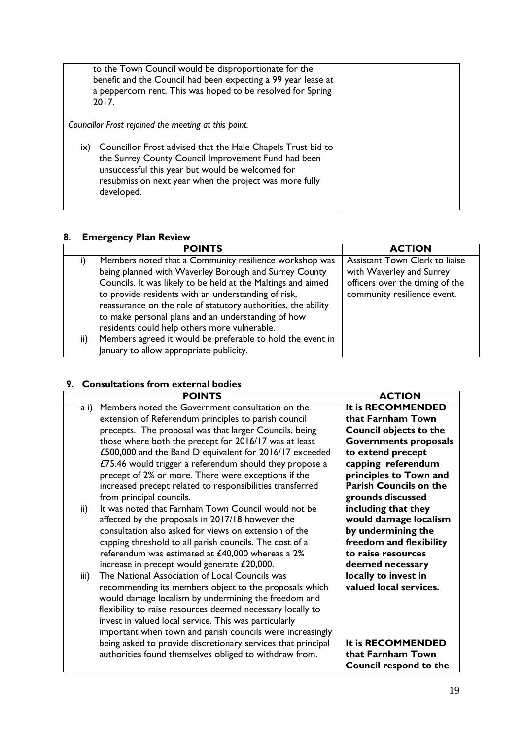| | |
|---|---|
| to the Town Council would be disproportionate for the benefit and the Council had been expecting a 99 year lease at a peppercorn rent. This was hoped to be resolved for Spring 2017.<br><br>*Councillor Frost rejoined the meeting at this point.*<br><br>ix) Councillor Frost advised that the Hale Chapels Trust bid to the Surrey County Council Improvement Fund had been unsuccessful this year but would be welcomed for resubmission next year when the project was more fully developed. | |

## 8. Emergency Plan Review

| POINTS | ACTION |
|---|---|
| i) Members noted that a Community resilience workshop was being planned with Waverley Borough and Surrey County Councils. It was likely to be held at the Maltings and aimed to provide residents with an understanding of risk, reassurance on the role of statutory authorities, the ability to make personal plans and an understanding of how residents could help others more vulnerable.<br>ii) Members agreed it would be preferable to hold the event in January to allow appropriate publicity. | Assistant Town Clerk to liaise with Waverley and Surrey officers over the timing of the community resilience event. |

## 9. Consultations from external bodies

| POINTS | ACTION |
|---|---|
| a i) Members noted the Government consultation on the extension of Referendum principles to parish council precepts. The proposal was that larger Councils, being those where both the precept for 2016/17 was at least £500,000 and the Band D equivalent for 2016/17 exceeded £75.46 would trigger a referendum should they propose a precept of 2% or more. There were exceptions if the increased precept related to responsibilities transferred from principal councils.<br>ii) It was noted that Farnham Town Council would not be affected by the proposals in 2017/18 however the consultation also asked for views on extension of the capping threshold to all parish councils. The cost of a referendum was estimated at £40,000 whereas a 2% increase in precept would generate £20,000.<br>iii) The National Association of Local Councils was recommending its members object to the proposals which would damage localism by undermining the freedom and flexibility to raise resources deemed necessary locally to invest in valued local service. This was particularly important when town and parish councils were increasingly being asked to provide discretionary services that principal authorities found themselves obliged to withdraw from. | **It is RECOMMENDED that Farnham Town Council objects to the Governments proposals to extend precept capping referendum principles to Town and Parish Councils on the grounds discussed including that they would damage localism by undermining the freedom and flexibility to raise resources deemed necessary locally to invest in valued local services.**<br><br>**It is RECOMMENDED that Farnham Town Council respond to the** |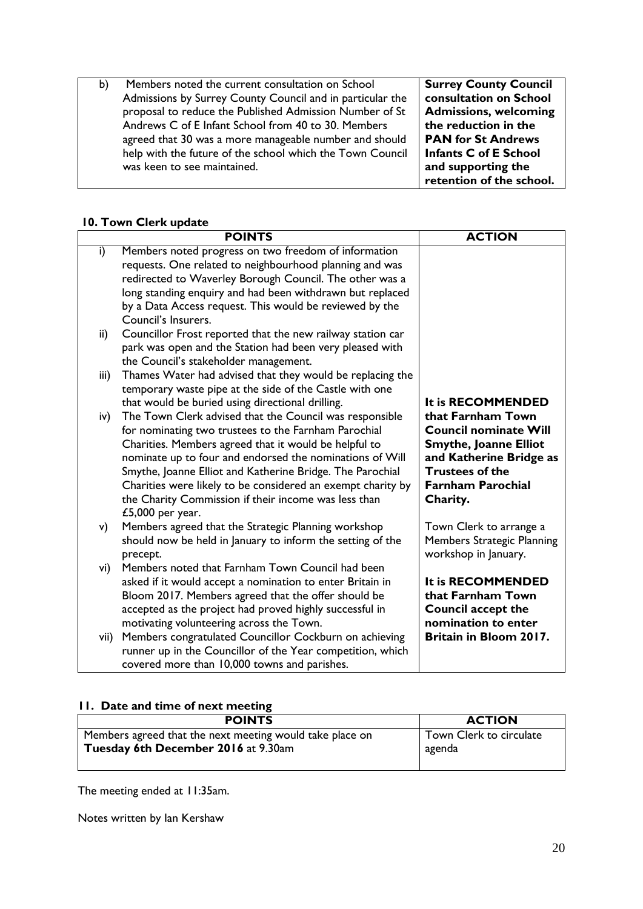| | | |
|---|---|---|
| b) | Members noted the current consultation on School Admissions by Surrey County Council and in particular the proposal to reduce the Published Admission Number of St Andrews C of E Infant School from 40 to 30. Members agreed that 30 was a more manageable number and should help with the future of the school which the Town Council was keen to see maintained. | **Surrey County Council consultation on School Admissions, welcoming the reduction in the PAN for St Andrews Infants C of E School and supporting the retention of the school.** |

## 10. Town Clerk update

| | POINTS | ACTION |
|---|---|---|
| i) | Members noted progress on two freedom of information requests. One related to neighbourhood planning and was redirected to Waverley Borough Council. The other was a long standing enquiry and had been withdrawn but replaced by a Data Access request. This would be reviewed by the Council's Insurers. | |
| ii) | Councillor Frost reported that the new railway station car park was open and the Station had been very pleased with the Council's stakeholder management. | |
| iii) | Thames Water had advised that they would be replacing the temporary waste pipe at the side of the Castle with one that would be buried using directional drilling. | |
| iv) | The Town Clerk advised that the Council was responsible for nominating two trustees to the Farnham Parochial Charities. Members agreed that it would be helpful to nominate up to four and endorsed the nominations of Will Smythe, Joanne Elliot and Katherine Bridge. The Parochial Charities were likely to be considered an exempt charity by the Charity Commission if their income was less than £5,000 per year. | **It is RECOMMENDED that Farnham Town Council nominate Will Smythe, Joanne Elliot and Katherine Bridge as Trustees of the Farnham Parochial Charity.** |
| v) | Members agreed that the Strategic Planning workshop should now be held in January to inform the setting of the precept. | Town Clerk to arrange a Members Strategic Planning workshop in January. |
| vi) | Members noted that Farnham Town Council had been asked if it would accept a nomination to enter Britain in Bloom 2017. Members agreed that the offer should be accepted as the project had proved highly successful in motivating volunteering across the Town. | **It is RECOMMENDED that Farnham Town Council accept the nomination to enter Britain in Bloom 2017.** |
| vii) | Members congratulated Councillor Cockburn on achieving runner up in the Councillor of the Year competition, which covered more than 10,000 towns and parishes. | |

## 11. Date and time of next meeting

| POINTS | ACTION |
|---|---|
| Members agreed that the next meeting would take place on **Tuesday 6th December 2016** at 9.30am | Town Clerk to circulate agenda |

The meeting ended at 11:35am.

Notes written by Ian Kershaw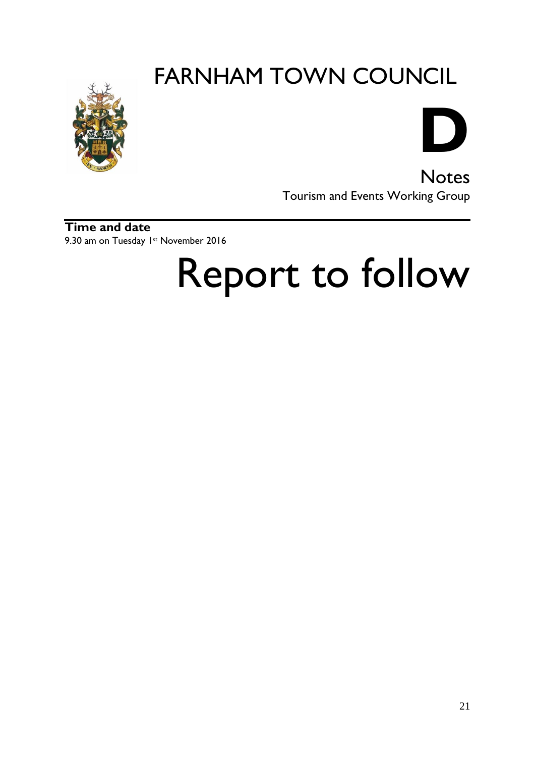# FARNHAM TOWN COUNCIL

# D

## Notes

Tourism and Events Working Group

**Time and date**

9.30 am on Tuesday 1st November 2016

# Report to follow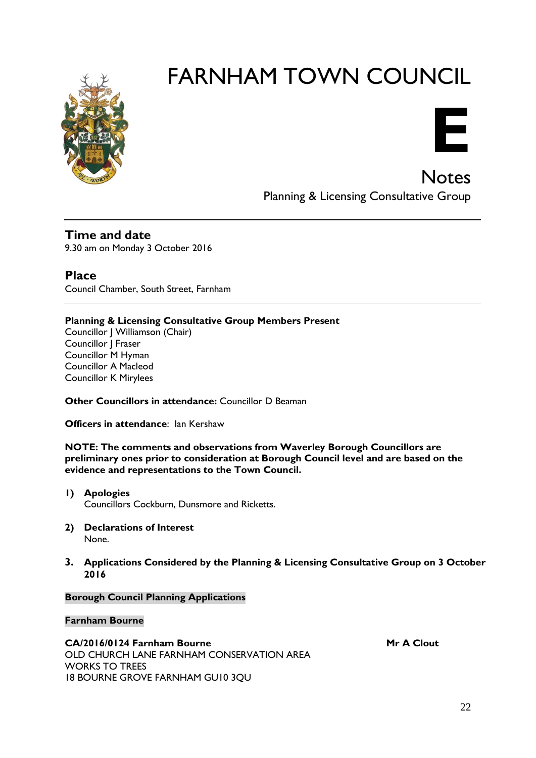# FARNHAM TOWN COUNCIL

# E

## Notes

Planning & Licensing Consultative Group

---

## Time and date

9.30 am on Monday 3 October 2016

## Place

Council Chamber, South Street, Farnham

---

**Planning & Licensing Consultative Group Members Present**
Councillor J Williamson (Chair)
Councillor J Fraser
Councillor M Hyman
Councillor A Macleod
Councillor K Mirylees

**Other Councillors in attendance:** Councillor D Beaman

**Officers in attendance**: Ian Kershaw

**NOTE: The comments and observations from Waverley Borough Councillors are preliminary ones prior to consideration at Borough Council level and are based on the evidence and representations to the Town Council.**

1) **Apologies**
   Councillors Cockburn, Dunsmore and Ricketts.

2) **Declarations of Interest**
   None.

3. **Applications Considered by the Planning & Licensing Consultative Group on 3 October 2016**

**Borough Council Planning Applications**

**Farnham Bourne**

**CA/2016/0124 Farnham Bourne** **Mr A Clout**
OLD CHURCH LANE FARNHAM CONSERVATION AREA
WORKS TO TREES
18 BOURNE GROVE FARNHAM GU10 3QU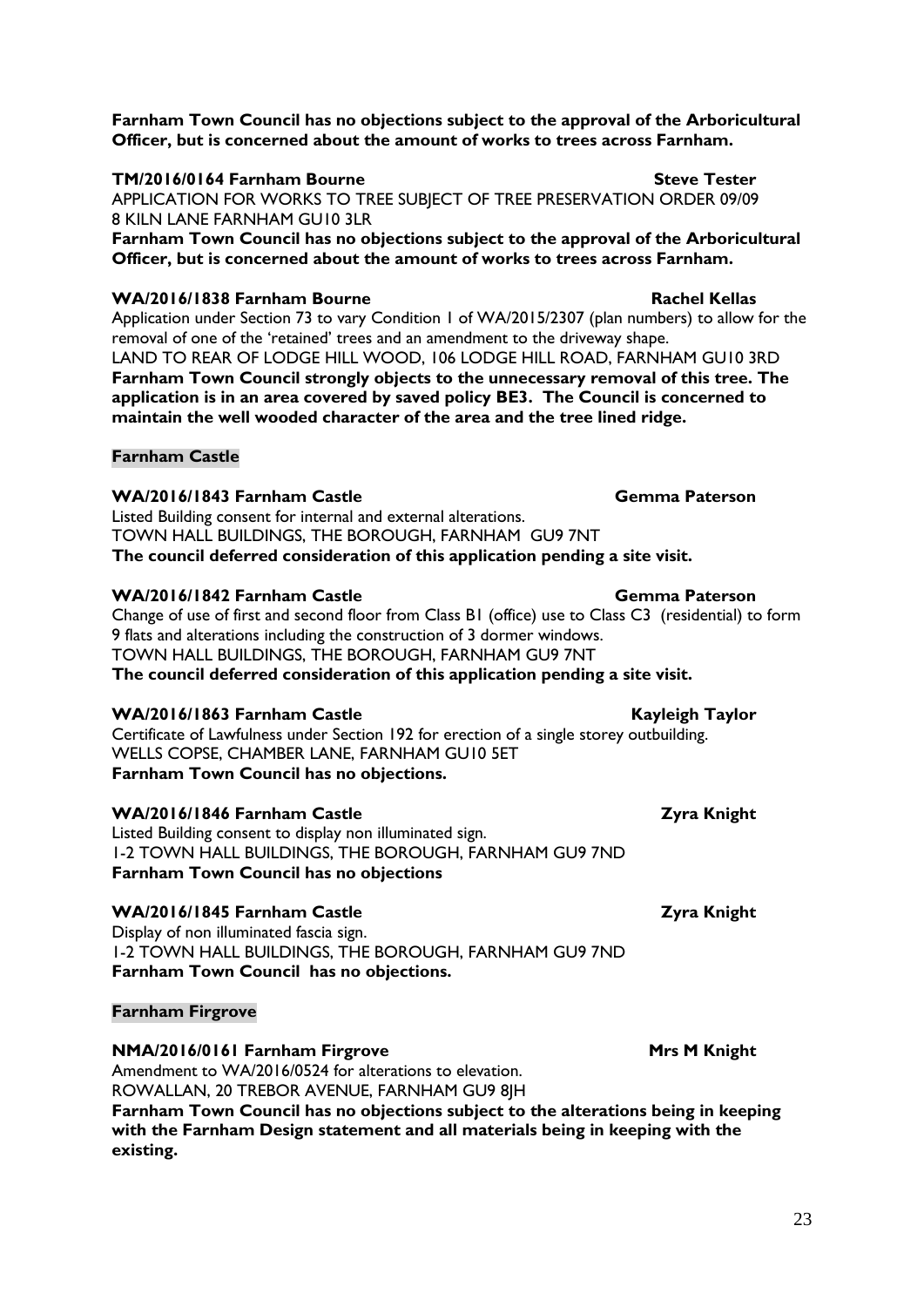**Farnham Town Council has no objections subject to the approval of the Arboricultural Officer, but is concerned about the amount of works to trees across Farnham.**

**TM/2016/0164 Farnham Bourne Steve Tester**

APPLICATION FOR WORKS TO TREE SUBJECT OF TREE PRESERVATION ORDER 09/09
8 KILN LANE FARNHAM GU10 3LR

**Farnham Town Council has no objections subject to the approval of the Arboricultural Officer, but is concerned about the amount of works to trees across Farnham.**

**WA/2016/1838 Farnham Bourne Rachel Kellas**

Application under Section 73 to vary Condition 1 of WA/2015/2307 (plan numbers) to allow for the removal of one of the 'retained' trees and an amendment to the driveway shape.
LAND TO REAR OF LODGE HILL WOOD, 106 LODGE HILL ROAD, FARNHAM GU10 3RD

**Farnham Town Council strongly objects to the unnecessary removal of this tree. The application is in an area covered by saved policy BE3. The Council is concerned to maintain the well wooded character of the area and the tree lined ridge.**

**Farnham Castle**

**WA/2016/1843 Farnham Castle Gemma Paterson**

Listed Building consent for internal and external alterations.
TOWN HALL BUILDINGS, THE BOROUGH, FARNHAM GU9 7NT

**The council deferred consideration of this application pending a site visit.**

**WA/2016/1842 Farnham Castle Gemma Paterson**

Change of use of first and second floor from Class B1 (office) use to Class C3 (residential) to form 9 flats and alterations including the construction of 3 dormer windows.
TOWN HALL BUILDINGS, THE BOROUGH, FARNHAM GU9 7NT

**The council deferred consideration of this application pending a site visit.**

**WA/2016/1863 Farnham Castle Kayleigh Taylor**

Certificate of Lawfulness under Section 192 for erection of a single storey outbuilding.
WELLS COPSE, CHAMBER LANE, FARNHAM GU10 5ET

**Farnham Town Council has no objections.**

**WA/2016/1846 Farnham Castle Zyra Knight**

Listed Building consent to display non illuminated sign.
1-2 TOWN HALL BUILDINGS, THE BOROUGH, FARNHAM GU9 7ND

**Farnham Town Council has no objections**

**WA/2016/1845 Farnham Castle Zyra Knight**

Display of non illuminated fascia sign.
1-2 TOWN HALL BUILDINGS, THE BOROUGH, FARNHAM GU9 7ND

**Farnham Town Council has no objections.**

**Farnham Firgrove**

**NMA/2016/0161 Farnham Firgrove Mrs M Knight**

Amendment to WA/2016/0524 for alterations to elevation.
ROWALLAN, 20 TREBOR AVENUE, FARNHAM GU9 8JH

**Farnham Town Council has no objections subject to the alterations being in keeping with the Farnham Design statement and all materials being in keeping with the existing.**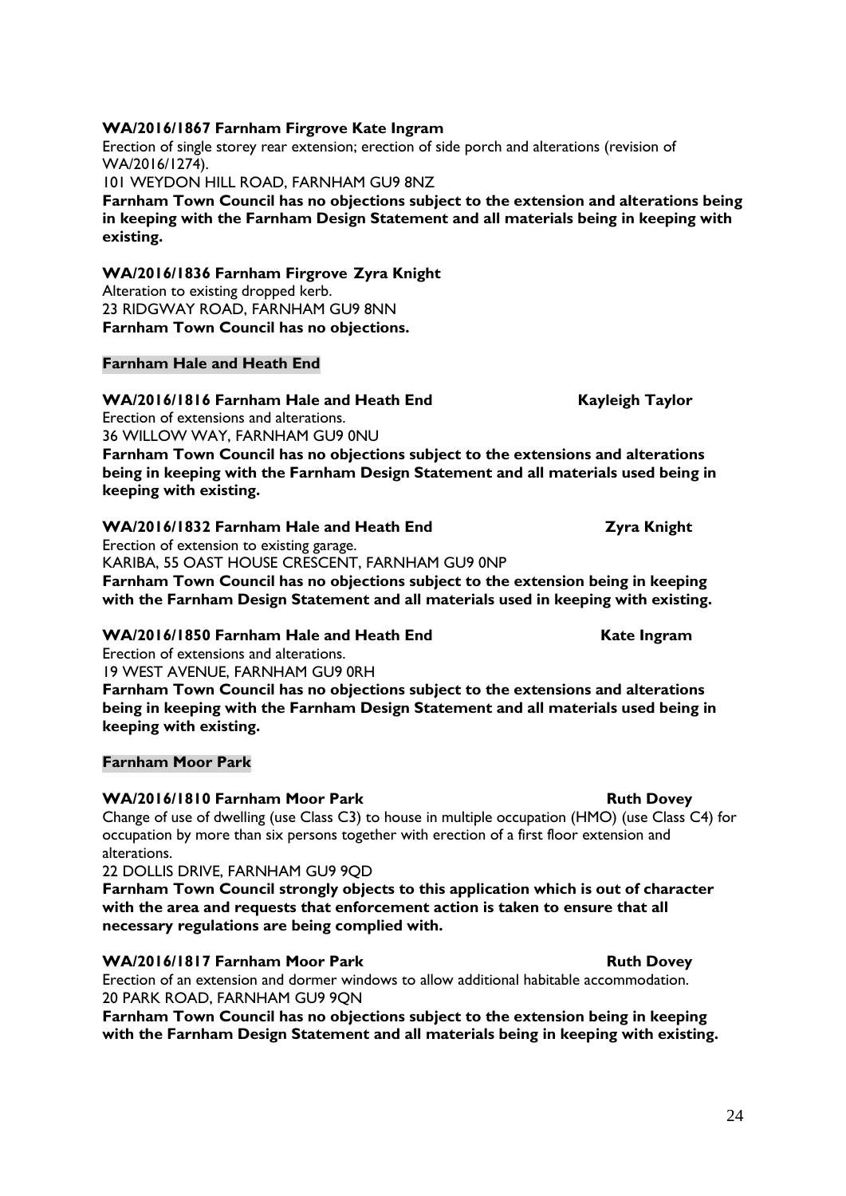**WA/2016/1867 Farnham Firgrove Kate Ingram**

Erection of single storey rear extension; erection of side porch and alterations (revision of WA/2016/1274).

101 WEYDON HILL ROAD, FARNHAM GU9 8NZ

**Farnham Town Council has no objections subject to the extension and alterations being in keeping with the Farnham Design Statement and all materials being in keeping with existing.**

**WA/2016/1836 Farnham Firgrove Zyra Knight**

Alteration to existing dropped kerb.

23 RIDGWAY ROAD, FARNHAM GU9 8NN

**Farnham Town Council has no objections.**

**Farnham Hale and Heath End**

**WA/2016/1816 Farnham Hale and Heath End Kayleigh Taylor**

Erection of extensions and alterations.

36 WILLOW WAY, FARNHAM GU9 0NU

**Farnham Town Council has no objections subject to the extensions and alterations being in keeping with the Farnham Design Statement and all materials used being in keeping with existing.**

**WA/2016/1832 Farnham Hale and Heath End Zyra Knight**

Erection of extension to existing garage.

KARIBA, 55 OAST HOUSE CRESCENT, FARNHAM GU9 0NP

**Farnham Town Council has no objections subject to the extension being in keeping with the Farnham Design Statement and all materials used in keeping with existing.**

**WA/2016/1850 Farnham Hale and Heath End Kate Ingram**

Erection of extensions and alterations.

19 WEST AVENUE, FARNHAM GU9 0RH

**Farnham Town Council has no objections subject to the extensions and alterations being in keeping with the Farnham Design Statement and all materials used being in keeping with existing.**

**Farnham Moor Park**

**WA/2016/1810 Farnham Moor Park Ruth Dovey**

Change of use of dwelling (use Class C3) to house in multiple occupation (HMO) (use Class C4) for occupation by more than six persons together with erection of a first floor extension and alterations.

22 DOLLIS DRIVE, FARNHAM GU9 9QD

**Farnham Town Council strongly objects to this application which is out of character with the area and requests that enforcement action is taken to ensure that all necessary regulations are being complied with.**

**WA/2016/1817 Farnham Moor Park Ruth Dovey**

Erection of an extension and dormer windows to allow additional habitable accommodation.

20 PARK ROAD, FARNHAM GU9 9QN

**Farnham Town Council has no objections subject to the extension being in keeping with the Farnham Design Statement and all materials being in keeping with existing.**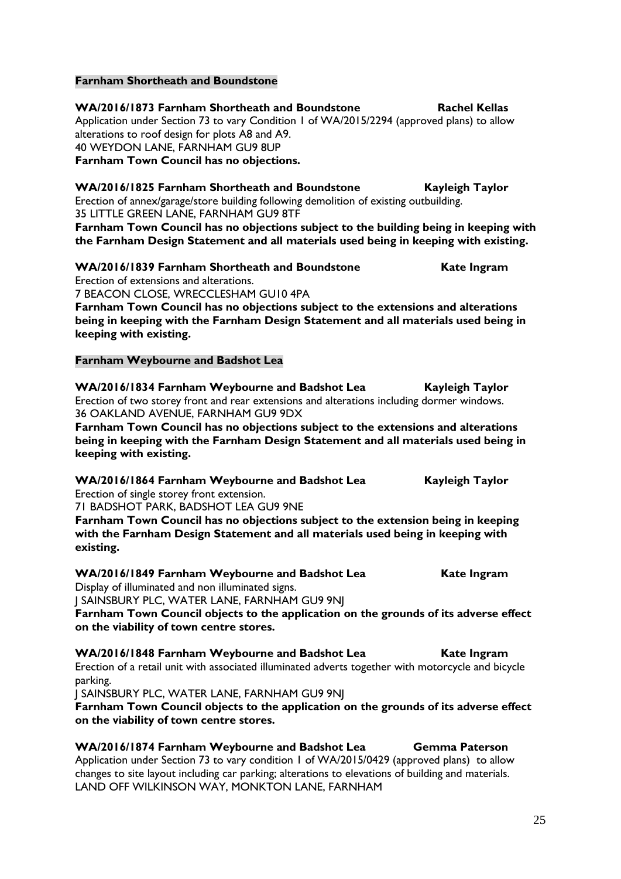**Farnham Shortheath and Boundstone**

**WA/2016/1873 Farnham Shortheath and Boundstone Rachel Kellas**
Application under Section 73 to vary Condition 1 of WA/2015/2294 (approved plans) to allow alterations to roof design for plots A8 and A9.
40 WEYDON LANE, FARNHAM GU9 8UP
**Farnham Town Council has no objections.**

**WA/2016/1825 Farnham Shortheath and Boundstone Kayleigh Taylor**
Erection of annex/garage/store building following demolition of existing outbuilding.
35 LITTLE GREEN LANE, FARNHAM GU9 8TF
**Farnham Town Council has no objections subject to the building being in keeping with the Farnham Design Statement and all materials used being in keeping with existing.**

**WA/2016/1839 Farnham Shortheath and Boundstone Kate Ingram**
Erection of extensions and alterations.
7 BEACON CLOSE, WRECCLESHAM GU10 4PA
**Farnham Town Council has no objections subject to the extensions and alterations being in keeping with the Farnham Design Statement and all materials used being in keeping with existing.**

**Farnham Weybourne and Badshot Lea**

**WA/2016/1834 Farnham Weybourne and Badshot Lea Kayleigh Taylor**
Erection of two storey front and rear extensions and alterations including dormer windows.
36 OAKLAND AVENUE, FARNHAM GU9 9DX
**Farnham Town Council has no objections subject to the extensions and alterations being in keeping with the Farnham Design Statement and all materials used being in keeping with existing.**

**WA/2016/1864 Farnham Weybourne and Badshot Lea Kayleigh Taylor**
Erection of single storey front extension.
71 BADSHOT PARK, BADSHOT LEA GU9 9NE
**Farnham Town Council has no objections subject to the extension being in keeping with the Farnham Design Statement and all materials used being in keeping with existing.**

**WA/2016/1849 Farnham Weybourne and Badshot Lea Kate Ingram**
Display of illuminated and non illuminated signs.
J SAINSBURY PLC, WATER LANE, FARNHAM GU9 9NJ
**Farnham Town Council objects to the application on the grounds of its adverse effect on the viability of town centre stores.**

**WA/2016/1848 Farnham Weybourne and Badshot Lea Kate Ingram**
Erection of a retail unit with associated illuminated adverts together with motorcycle and bicycle parking.
J SAINSBURY PLC, WATER LANE, FARNHAM GU9 9NJ
**Farnham Town Council objects to the application on the grounds of its adverse effect on the viability of town centre stores.**

**WA/2016/1874 Farnham Weybourne and Badshot Lea Gemma Paterson**
Application under Section 73 to vary condition 1 of WA/2015/0429 (approved plans) to allow changes to site layout including car parking; alterations to elevations of building and materials.
LAND OFF WILKINSON WAY, MONKTON LANE, FARNHAM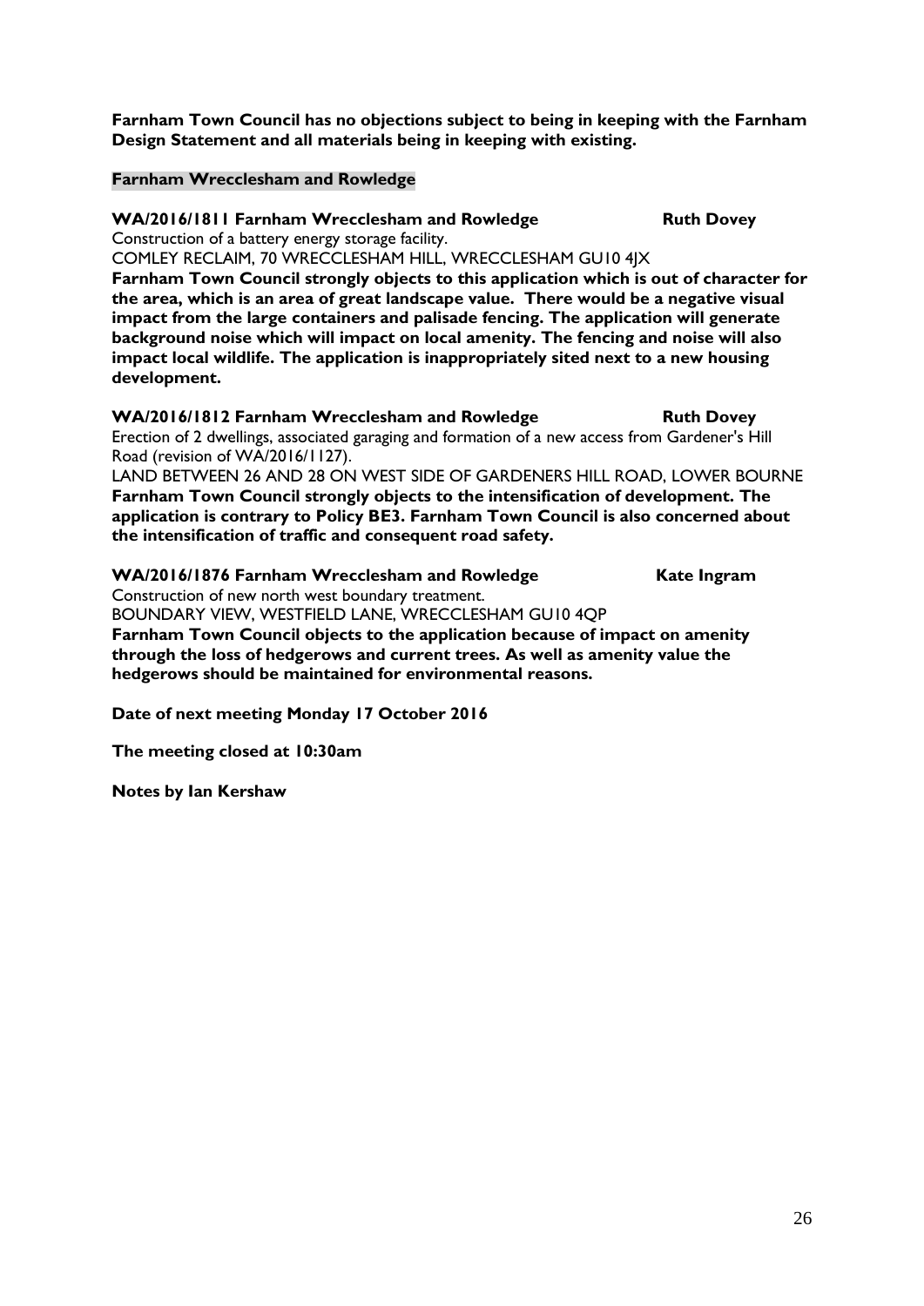**Farnham Town Council has no objections subject to being in keeping with the Farnham Design Statement and all materials being in keeping with existing.**

### Farnham Wrecclesham and Rowledge

**WA/2016/1811 Farnham Wrecclesham and Rowledge Ruth Dovey**

Construction of a battery energy storage facility.

COMLEY RECLAIM, 70 WRECCLESHAM HILL, WRECCLESHAM GU10 4JX

**Farnham Town Council strongly objects to this application which is out of character for the area, which is an area of great landscape value. There would be a negative visual impact from the large containers and palisade fencing. The application will generate background noise which will impact on local amenity. The fencing and noise will also impact local wildlife. The application is inappropriately sited next to a new housing development.**

**WA/2016/1812 Farnham Wrecclesham and Rowledge Ruth Dovey**

Erection of 2 dwellings, associated garaging and formation of a new access from Gardener's Hill Road (revision of WA/2016/1127).

LAND BETWEEN 26 AND 28 ON WEST SIDE OF GARDENERS HILL ROAD, LOWER BOURNE

**Farnham Town Council strongly objects to the intensification of development. The application is contrary to Policy BE3. Farnham Town Council is also concerned about the intensification of traffic and consequent road safety.**

**WA/2016/1876 Farnham Wrecclesham and Rowledge Kate Ingram**

Construction of new north west boundary treatment.

BOUNDARY VIEW, WESTFIELD LANE, WRECCLESHAM GU10 4QP

**Farnham Town Council objects to the application because of impact on amenity through the loss of hedgerows and current trees. As well as amenity value the hedgerows should be maintained for environmental reasons.**

**Date of next meeting Monday 17 October 2016**

**The meeting closed at 10:30am**

**Notes by Ian Kershaw**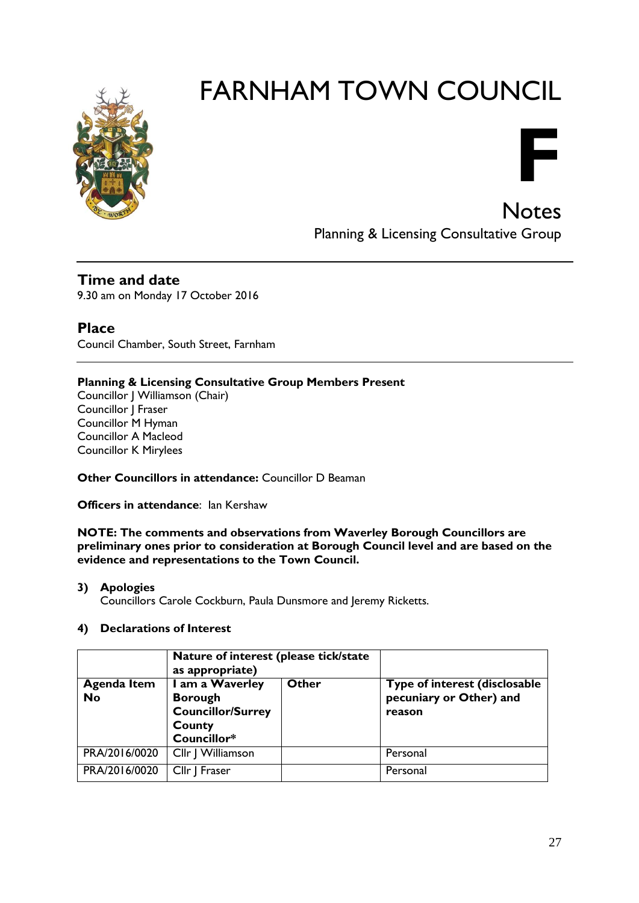# FARNHAM TOWN COUNCIL

**F**

## Notes

Planning & Licensing Consultative Group

---

### Time and date

9.30 am on Monday 17 October 2016

### Place

Council Chamber, South Street, Farnham

---

**Planning & Licensing Consultative Group Members Present**
Councillor J Williamson (Chair)
Councillor J Fraser
Councillor M Hyman
Councillor A Macleod
Councillor K Mirylees

**Other Councillors in attendance:** Councillor D Beaman

**Officers in attendance**: Ian Kershaw

**NOTE: The comments and observations from Waverley Borough Councillors are preliminary ones prior to consideration at Borough Council level and are based on the evidence and representations to the Town Council.**

**3) Apologies**

Councillors Carole Cockburn, Paula Dunsmore and Jeremy Ricketts.

**4) Declarations of Interest**

| | **Nature of interest (please tick/state as appropriate)** | | |
|---|---|---|---|
| **Agenda Item No** | **I am a Waverley Borough Councillor/Surrey County Councillor*** | **Other** | **Type of interest (disclosable pecuniary or Other) and reason** |
| PRA/2016/0020 | Cllr J Williamson | | Personal |
| PRA/2016/0020 | Cllr J Fraser | | Personal |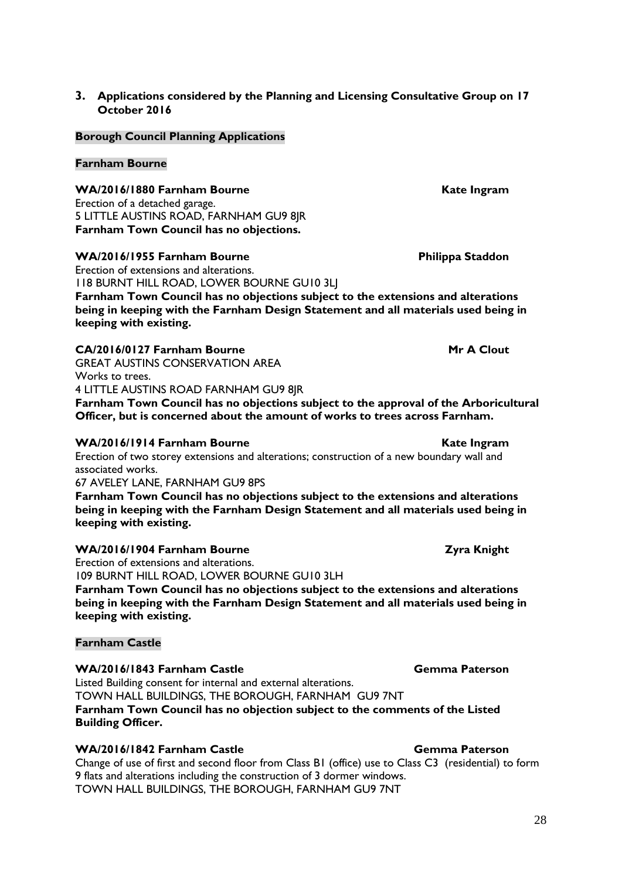### 3. Applications considered by the Planning and Licensing Consultative Group on 17 October 2016

**Borough Council Planning Applications**

**Farnham Bourne**

**WA/2016/1880 Farnham Bourne** **Kate Ingram**
Erection of a detached garage.
5 LITTLE AUSTINS ROAD, FARNHAM GU9 8JR
**Farnham Town Council has no objections.**

**WA/2016/1955 Farnham Bourne** **Philippa Staddon**
Erection of extensions and alterations.
118 BURNT HILL ROAD, LOWER BOURNE GU10 3LJ
**Farnham Town Council has no objections subject to the extensions and alterations being in keeping with the Farnham Design Statement and all materials used being in keeping with existing.**

**CA/2016/0127 Farnham Bourne** **Mr A Clout**
GREAT AUSTINS CONSERVATION AREA
Works to trees.
4 LITTLE AUSTINS ROAD FARNHAM GU9 8JR
**Farnham Town Council has no objections subject to the approval of the Arboricultural Officer, but is concerned about the amount of works to trees across Farnham.**

**WA/2016/1914 Farnham Bourne** **Kate Ingram**
Erection of two storey extensions and alterations; construction of a new boundary wall and associated works.
67 AVELEY LANE, FARNHAM GU9 8PS
**Farnham Town Council has no objections subject to the extensions and alterations being in keeping with the Farnham Design Statement and all materials used being in keeping with existing.**

**WA/2016/1904 Farnham Bourne** **Zyra Knight**
Erection of extensions and alterations.
109 BURNT HILL ROAD, LOWER BOURNE GU10 3LH
**Farnham Town Council has no objections subject to the extensions and alterations being in keeping with the Farnham Design Statement and all materials used being in keeping with existing.**

**Farnham Castle**

**WA/2016/1843 Farnham Castle** **Gemma Paterson**
Listed Building consent for internal and external alterations.
TOWN HALL BUILDINGS, THE BOROUGH, FARNHAM GU9 7NT
**Farnham Town Council has no objection subject to the comments of the Listed Building Officer.**

**WA/2016/1842 Farnham Castle** **Gemma Paterson**
Change of use of first and second floor from Class B1 (office) use to Class C3 (residential) to form 9 flats and alterations including the construction of 3 dormer windows.
TOWN HALL BUILDINGS, THE BOROUGH, FARNHAM GU9 7NT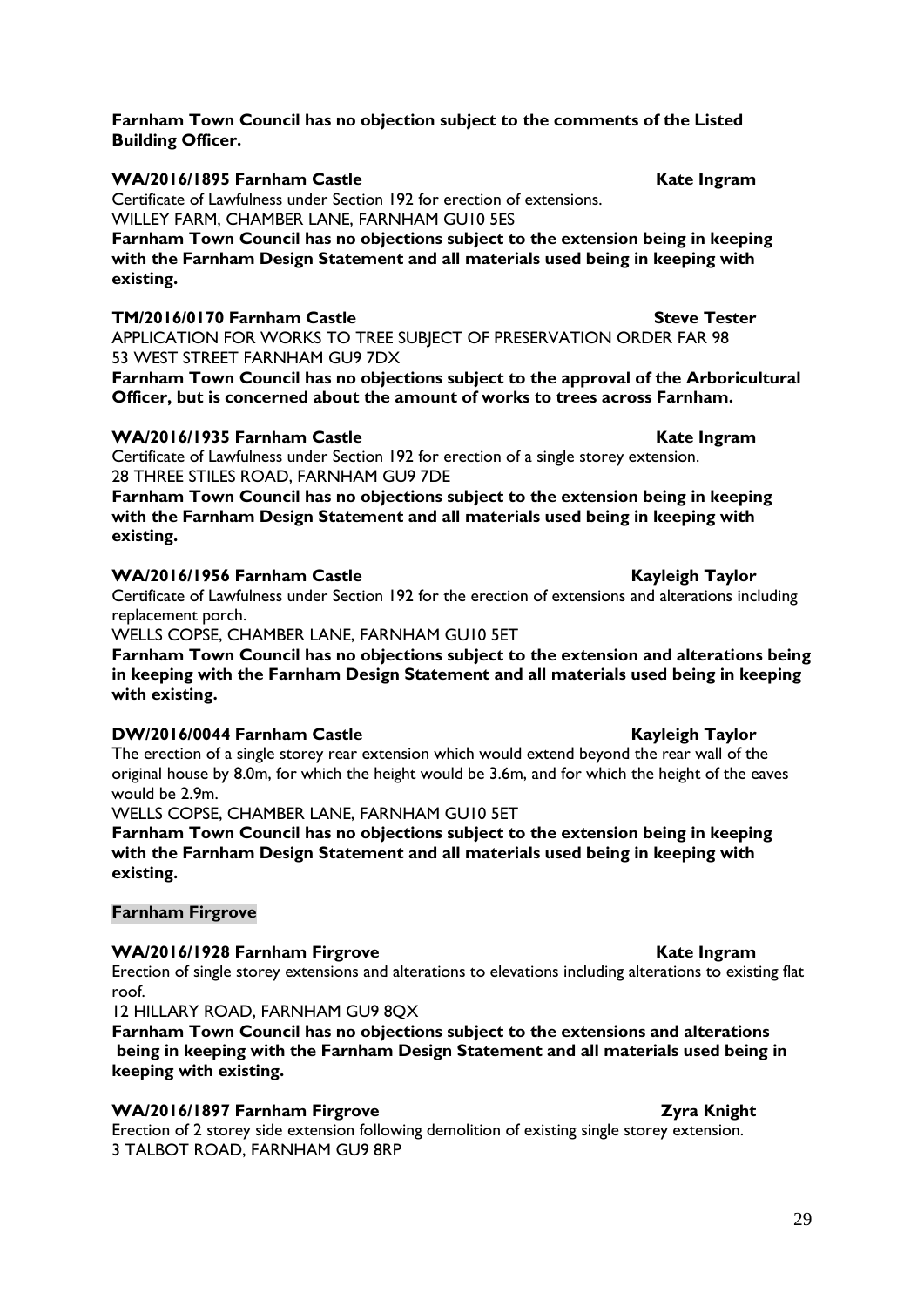**Farnham Town Council has no objection subject to the comments of the Listed Building Officer.**

**WA/2016/1895 Farnham Castle Kate Ingram**

Certificate of Lawfulness under Section 192 for erection of extensions.
WILLEY FARM, CHAMBER LANE, FARNHAM GU10 5ES

**Farnham Town Council has no objections subject to the extension being in keeping with the Farnham Design Statement and all materials used being in keeping with existing.**

**TM/2016/0170 Farnham Castle Steve Tester**

APPLICATION FOR WORKS TO TREE SUBJECT OF PRESERVATION ORDER FAR 98
53 WEST STREET FARNHAM GU9 7DX

**Farnham Town Council has no objections subject to the approval of the Arboricultural Officer, but is concerned about the amount of works to trees across Farnham.**

**WA/2016/1935 Farnham Castle Kate Ingram**

Certificate of Lawfulness under Section 192 for erection of a single storey extension.
28 THREE STILES ROAD, FARNHAM GU9 7DE

**Farnham Town Council has no objections subject to the extension being in keeping with the Farnham Design Statement and all materials used being in keeping with existing.**

**WA/2016/1956 Farnham Castle Kayleigh Taylor**

Certificate of Lawfulness under Section 192 for the erection of extensions and alterations including replacement porch.
WELLS COPSE, CHAMBER LANE, FARNHAM GU10 5ET

**Farnham Town Council has no objections subject to the extension and alterations being in keeping with the Farnham Design Statement and all materials used being in keeping with existing.**

**DW/2016/0044 Farnham Castle Kayleigh Taylor**

The erection of a single storey rear extension which would extend beyond the rear wall of the original house by 8.0m, for which the height would be 3.6m, and for which the height of the eaves would be 2.9m.
WELLS COPSE, CHAMBER LANE, FARNHAM GU10 5ET

**Farnham Town Council has no objections subject to the extension being in keeping with the Farnham Design Statement and all materials used being in keeping with existing.**

**Farnham Firgrove**

**WA/2016/1928 Farnham Firgrove Kate Ingram**

Erection of single storey extensions and alterations to elevations including alterations to existing flat roof.
12 HILLARY ROAD, FARNHAM GU9 8QX

**Farnham Town Council has no objections subject to the extensions and alterations being in keeping with the Farnham Design Statement and all materials used being in keeping with existing.**

**WA/2016/1897 Farnham Firgrove Zyra Knight**

Erection of 2 storey side extension following demolition of existing single storey extension.
3 TALBOT ROAD, FARNHAM GU9 8RP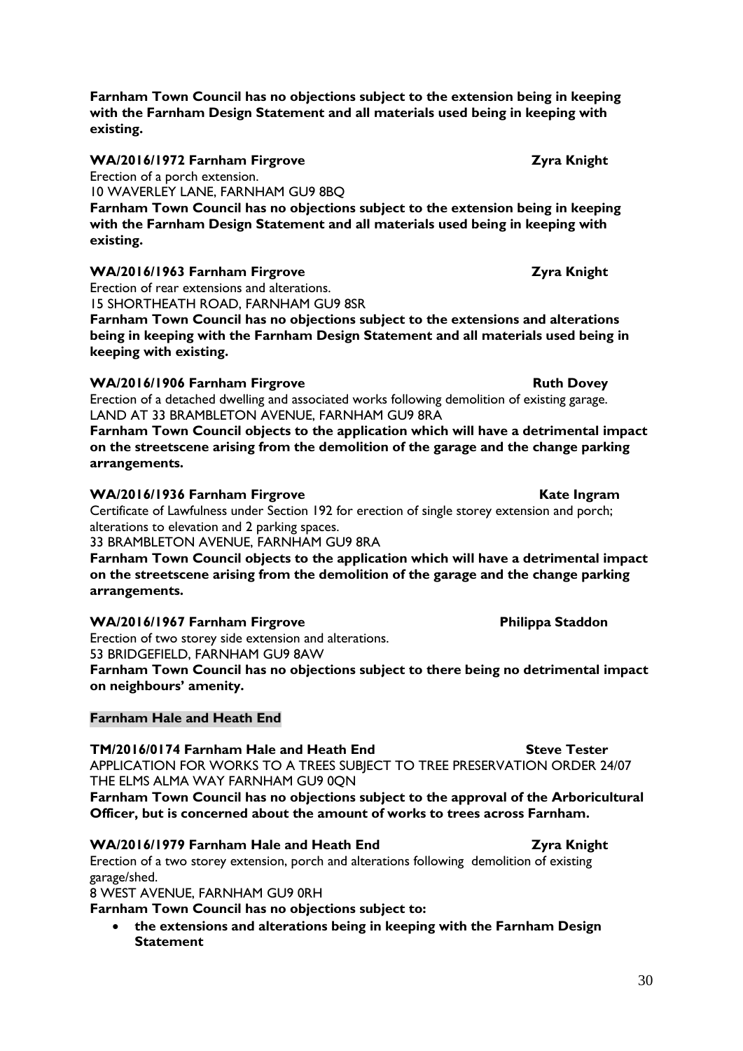**Farnham Town Council has no objections subject to the extension being in keeping with the Farnham Design Statement and all materials used being in keeping with existing.**

**WA/2016/1972 Farnham Firgrove Zyra Knight**

Erection of a porch extension.

10 WAVERLEY LANE, FARNHAM GU9 8BQ

**Farnham Town Council has no objections subject to the extension being in keeping with the Farnham Design Statement and all materials used being in keeping with existing.**

**WA/2016/1963 Farnham Firgrove Zyra Knight**

Erection of rear extensions and alterations.

15 SHORTHEATH ROAD, FARNHAM GU9 8SR

**Farnham Town Council has no objections subject to the extensions and alterations being in keeping with the Farnham Design Statement and all materials used being in keeping with existing.**

**WA/2016/1906 Farnham Firgrove Ruth Dovey**

Erection of a detached dwelling and associated works following demolition of existing garage.

LAND AT 33 BRAMBLETON AVENUE, FARNHAM GU9 8RA

**Farnham Town Council objects to the application which will have a detrimental impact on the streetscene arising from the demolition of the garage and the change parking arrangements.**

**WA/2016/1936 Farnham Firgrove Kate Ingram**

Certificate of Lawfulness under Section 192 for erection of single storey extension and porch; alterations to elevation and 2 parking spaces.

33 BRAMBLETON AVENUE, FARNHAM GU9 8RA

**Farnham Town Council objects to the application which will have a detrimental impact on the streetscene arising from the demolition of the garage and the change parking arrangements.**

**WA/2016/1967 Farnham Firgrove Philippa Staddon**

Erection of two storey side extension and alterations.

53 BRIDGEFIELD, FARNHAM GU9 8AW

**Farnham Town Council has no objections subject to there being no detrimental impact on neighbours' amenity.**

**Farnham Hale and Heath End**

**TM/2016/0174 Farnham Hale and Heath End Steve Tester**

APPLICATION FOR WORKS TO A TREES SUBJECT TO TREE PRESERVATION ORDER 24/07

THE ELMS ALMA WAY FARNHAM GU9 0QN

**Farnham Town Council has no objections subject to the approval of the Arboricultural Officer, but is concerned about the amount of works to trees across Farnham.**

**WA/2016/1979 Farnham Hale and Heath End Zyra Knight**

Erection of a two storey extension, porch and alterations following demolition of existing garage/shed.

8 WEST AVENUE, FARNHAM GU9 0RH

**Farnham Town Council has no objections subject to:**

- **the extensions and alterations being in keeping with the Farnham Design Statement**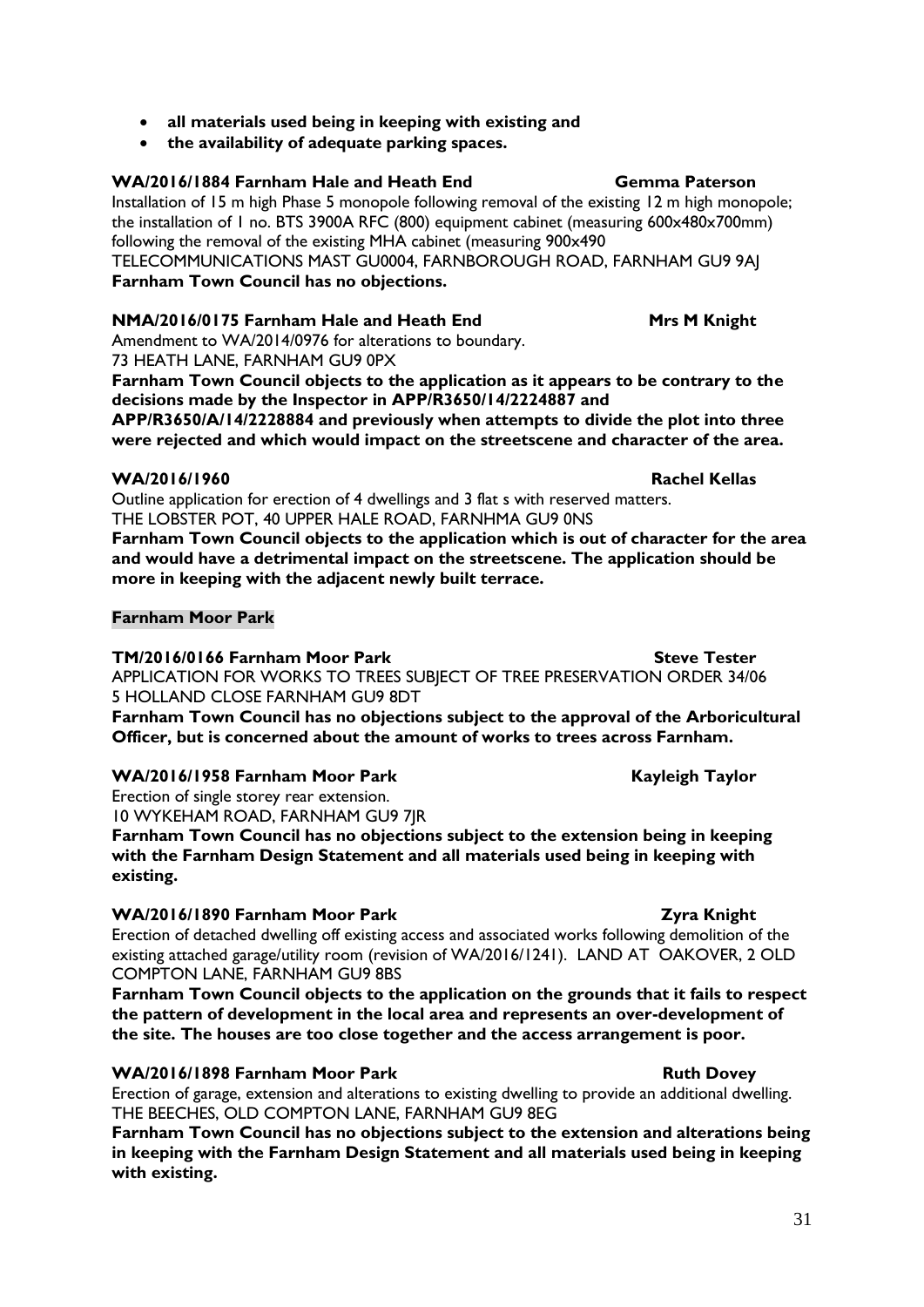- **all materials used being in keeping with existing and**
- **the availability of adequate parking spaces.**

**WA/2016/1884 Farnham Hale and Heath End Gemma Paterson**

Installation of 15 m high Phase 5 monopole following removal of the existing 12 m high monopole; the installation of 1 no. BTS 3900A RFC (800) equipment cabinet (measuring 600x480x700mm) following the removal of the existing MHA cabinet (measuring 900x490

TELECOMMUNICATIONS MAST GU0004, FARNBOROUGH ROAD, FARNHAM GU9 9AJ

**Farnham Town Council has no objections.**

**NMA/2016/0175 Farnham Hale and Heath End Mrs M Knight**

Amendment to WA/2014/0976 for alterations to boundary.

73 HEATH LANE, FARNHAM GU9 0PX

**Farnham Town Council objects to the application as it appears to be contrary to the decisions made by the Inspector in APP/R3650/14/2224887 and APP/R3650/A/14/2228884 and previously when attempts to divide the plot into three were rejected and which would impact on the streetscene and character of the area.**

**WA/2016/1960 Rachel Kellas**

Outline application for erection of 4 dwellings and 3 flat s with reserved matters.

THE LOBSTER POT, 40 UPPER HALE ROAD, FARNHMA GU9 0NS

**Farnham Town Council objects to the application which is out of character for the area and would have a detrimental impact on the streetscene. The application should be more in keeping with the adjacent newly built terrace.**

**Farnham Moor Park**

**TM/2016/0166 Farnham Moor Park Steve Tester**

APPLICATION FOR WORKS TO TREES SUBJECT OF TREE PRESERVATION ORDER 34/06

5 HOLLAND CLOSE FARNHAM GU9 8DT

**Farnham Town Council has no objections subject to the approval of the Arboricultural Officer, but is concerned about the amount of works to trees across Farnham.**

**WA/2016/1958 Farnham Moor Park Kayleigh Taylor**

Erection of single storey rear extension.

10 WYKEHAM ROAD, FARNHAM GU9 7JR

**Farnham Town Council has no objections subject to the extension being in keeping with the Farnham Design Statement and all materials used being in keeping with existing.**

**WA/2016/1890 Farnham Moor Park Zyra Knight**

Erection of detached dwelling off existing access and associated works following demolition of the existing attached garage/utility room (revision of WA/2016/1241). LAND AT OAKOVER, 2 OLD COMPTON LANE, FARNHAM GU9 8BS

**Farnham Town Council objects to the application on the grounds that it fails to respect the pattern of development in the local area and represents an over-development of the site. The houses are too close together and the access arrangement is poor.**

**WA/2016/1898 Farnham Moor Park Ruth Dovey**

Erection of garage, extension and alterations to existing dwelling to provide an additional dwelling.

THE BEECHES, OLD COMPTON LANE, FARNHAM GU9 8EG

**Farnham Town Council has no objections subject to the extension and alterations being in keeping with the Farnham Design Statement and all materials used being in keeping with existing.**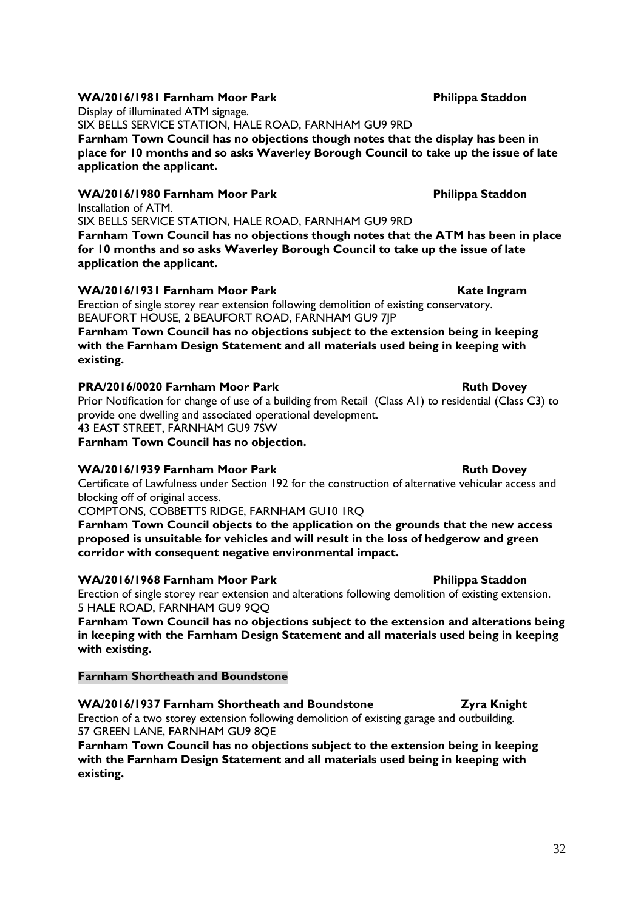**WA/2016/1981 Farnham Moor Park** **Philippa Staddon**

Display of illuminated ATM signage.

SIX BELLS SERVICE STATION, HALE ROAD, FARNHAM GU9 9RD

**Farnham Town Council has no objections though notes that the display has been in place for 10 months and so asks Waverley Borough Council to take up the issue of late application the applicant.**

**WA/2016/1980 Farnham Moor Park** **Philippa Staddon**

Installation of ATM.

SIX BELLS SERVICE STATION, HALE ROAD, FARNHAM GU9 9RD

**Farnham Town Council has no objections though notes that the ATM has been in place for 10 months and so asks Waverley Borough Council to take up the issue of late application the applicant.**

**WA/2016/1931 Farnham Moor Park** **Kate Ingram**

Erection of single storey rear extension following demolition of existing conservatory.

BEAUFORT HOUSE, 2 BEAUFORT ROAD, FARNHAM GU9 7JP

**Farnham Town Council has no objections subject to the extension being in keeping with the Farnham Design Statement and all materials used being in keeping with existing.**

**PRA/2016/0020 Farnham Moor Park** **Ruth Dovey**

Prior Notification for change of use of a building from Retail (Class A1) to residential (Class C3) to provide one dwelling and associated operational development.

43 EAST STREET, FARNHAM GU9 7SW

**Farnham Town Council has no objection.**

**WA/2016/1939 Farnham Moor Park** **Ruth Dovey**

Certificate of Lawfulness under Section 192 for the construction of alternative vehicular access and blocking off of original access.

COMPTONS, COBBETTS RIDGE, FARNHAM GU10 1RQ

**Farnham Town Council objects to the application on the grounds that the new access proposed is unsuitable for vehicles and will result in the loss of hedgerow and green corridor with consequent negative environmental impact.**

**WA/2016/1968 Farnham Moor Park** **Philippa Staddon**

Erection of single storey rear extension and alterations following demolition of existing extension.

5 HALE ROAD, FARNHAM GU9 9QQ

**Farnham Town Council has no objections subject to the extension and alterations being in keeping with the Farnham Design Statement and all materials used being in keeping with existing.**

**Farnham Shortheath and Boundstone**

**WA/2016/1937 Farnham Shortheath and Boundstone** **Zyra Knight**

Erection of a two storey extension following demolition of existing garage and outbuilding.

57 GREEN LANE, FARNHAM GU9 8QE

**Farnham Town Council has no objections subject to the extension being in keeping with the Farnham Design Statement and all materials used being in keeping with existing.**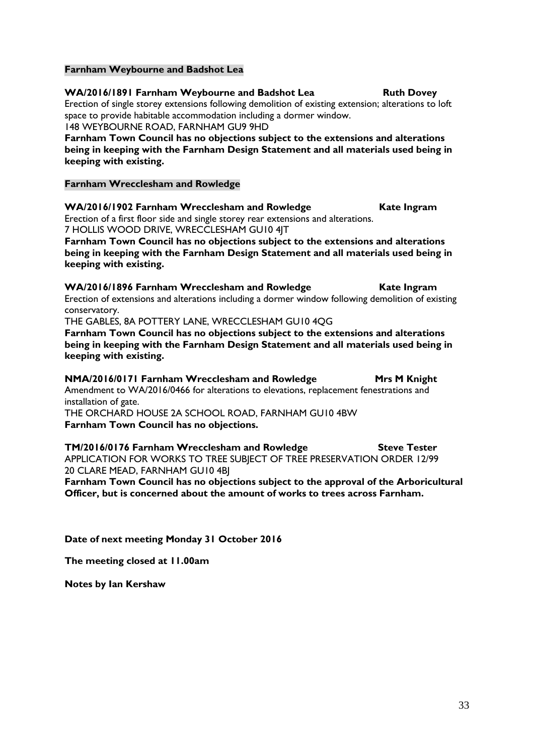**Farnham Weybourne and Badshot Lea**

**WA/2016/1891 Farnham Weybourne and Badshot Lea Ruth Dovey**

Erection of single storey extensions following demolition of existing extension; alterations to loft space to provide habitable accommodation including a dormer window.

148 WEYBOURNE ROAD, FARNHAM GU9 9HD

**Farnham Town Council has no objections subject to the extensions and alterations being in keeping with the Farnham Design Statement and all materials used being in keeping with existing.**

**Farnham Wrecclesham and Rowledge**

**WA/2016/1902 Farnham Wrecclesham and Rowledge Kate Ingram**

Erection of a first floor side and single storey rear extensions and alterations.

7 HOLLIS WOOD DRIVE, WRECCLESHAM GU10 4JT

**Farnham Town Council has no objections subject to the extensions and alterations being in keeping with the Farnham Design Statement and all materials used being in keeping with existing.**

**WA/2016/1896 Farnham Wrecclesham and Rowledge Kate Ingram**

Erection of extensions and alterations including a dormer window following demolition of existing conservatory.

THE GABLES, 8A POTTERY LANE, WRECCLESHAM GU10 4QG

**Farnham Town Council has no objections subject to the extensions and alterations being in keeping with the Farnham Design Statement and all materials used being in keeping with existing.**

**NMA/2016/0171 Farnham Wrecclesham and Rowledge Mrs M Knight**

Amendment to WA/2016/0466 for alterations to elevations, replacement fenestrations and installation of gate.

THE ORCHARD HOUSE 2A SCHOOL ROAD, FARNHAM GU10 4BW

**Farnham Town Council has no objections.**

**TM/2016/0176 Farnham Wrecclesham and Rowledge Steve Tester**

APPLICATION FOR WORKS TO TREE SUBJECT OF TREE PRESERVATION ORDER 12/99

20 CLARE MEAD, FARNHAM GU10 4BJ

**Farnham Town Council has no objections subject to the approval of the Arboricultural Officer, but is concerned about the amount of works to trees across Farnham.**

**Date of next meeting Monday 31 October 2016**

**The meeting closed at 11.00am**

**Notes by Ian Kershaw**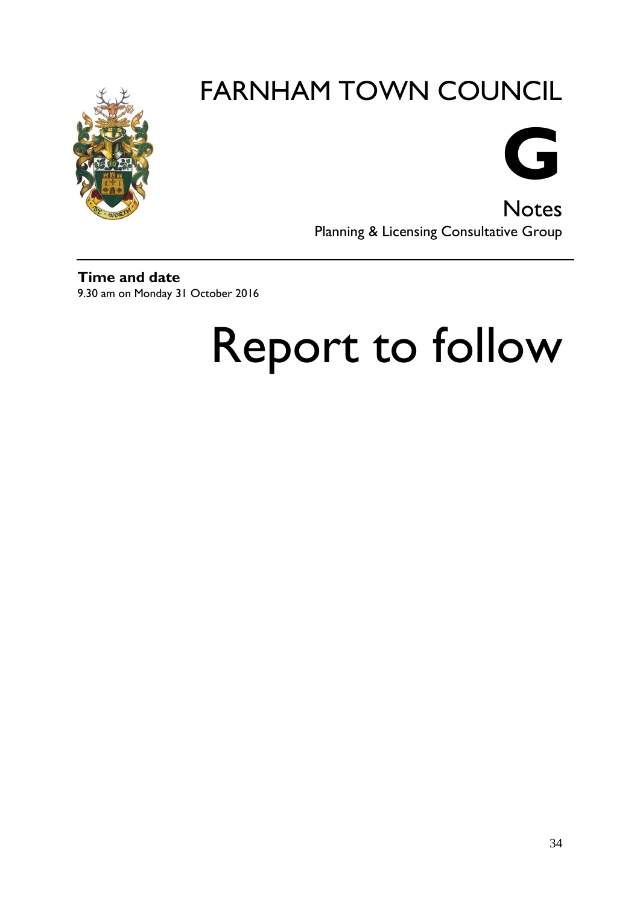# FARNHAM TOWN COUNCIL

# G

## Notes

Planning & Licensing Consultative Group

**Time and date**

9.30 am on Monday 31 October 2016

# Report to follow